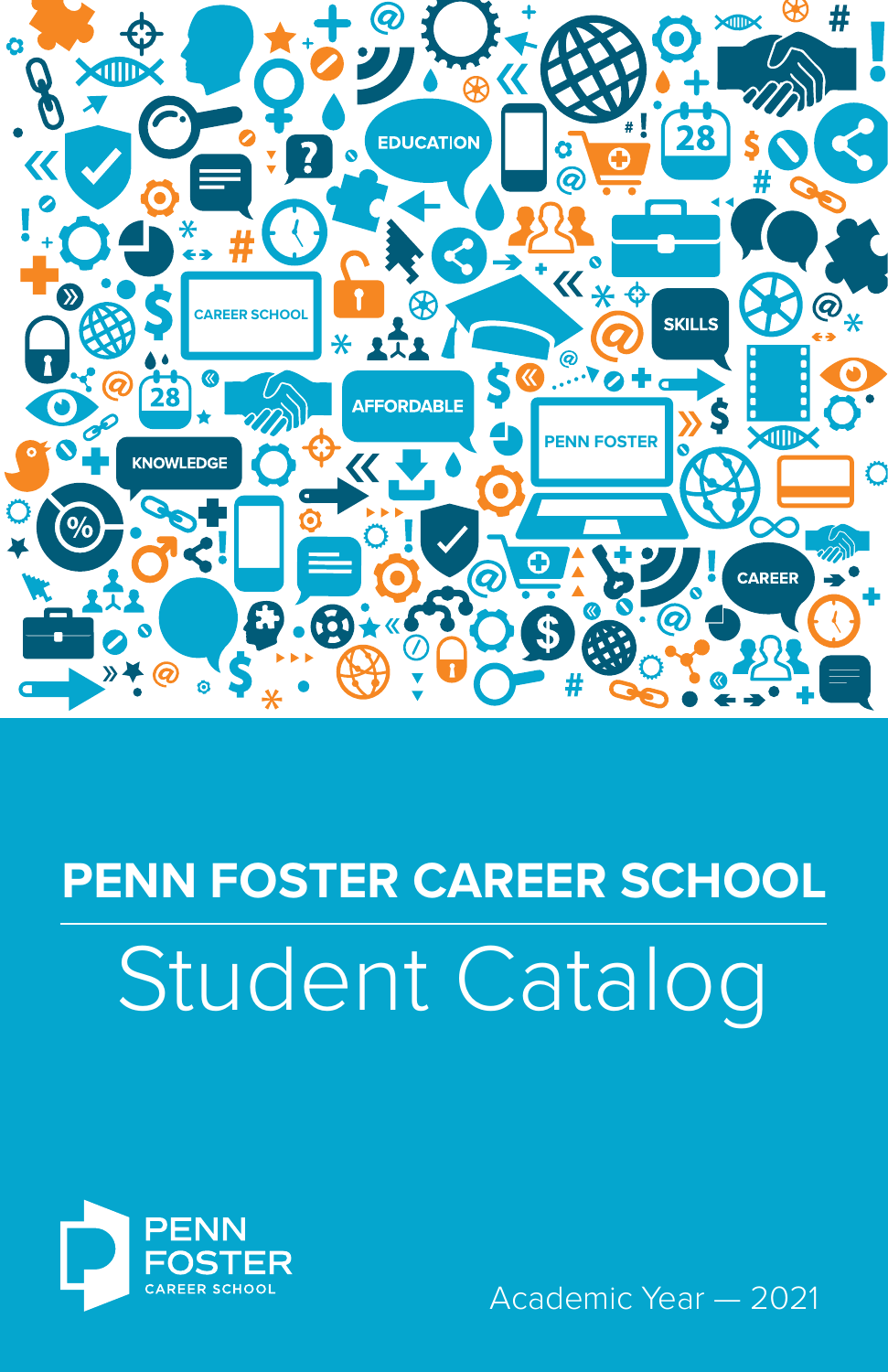# PENN FOSTER CAREER SCHOOL

## Student Catalog

PENN FOSTER CAREER SCHOOL

Academic Year — 2021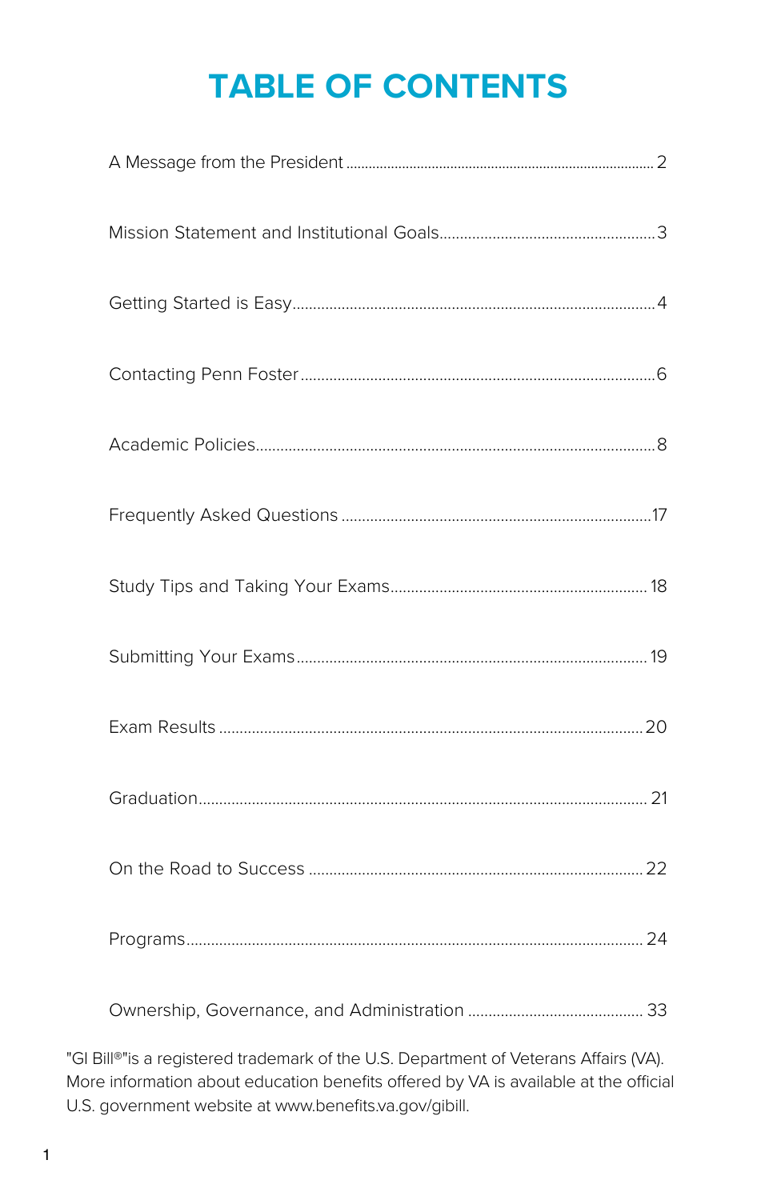# TABLE OF CONTENTS

| | |
|---|---|
| A Message from the President | 2 |
| Mission Statement and Institutional Goals | 3 |
| Getting Started is Easy | 4 |
| Contacting Penn Foster | 6 |
| Academic Policies | 8 |
| Frequently Asked Questions | 17 |
| Study Tips and Taking Your Exams | 18 |
| Submitting Your Exams | 19 |
| Exam Results | 20 |
| Graduation | 21 |
| On the Road to Success | 22 |
| Programs | 24 |
| Ownership, Governance, and Administration | 33 |

"GI Bill®"is a registered trademark of the U.S. Department of Veterans Affairs (VA). More information about education benefits offered by VA is available at the official U.S. government website at www.benefits.va.gov/gibill.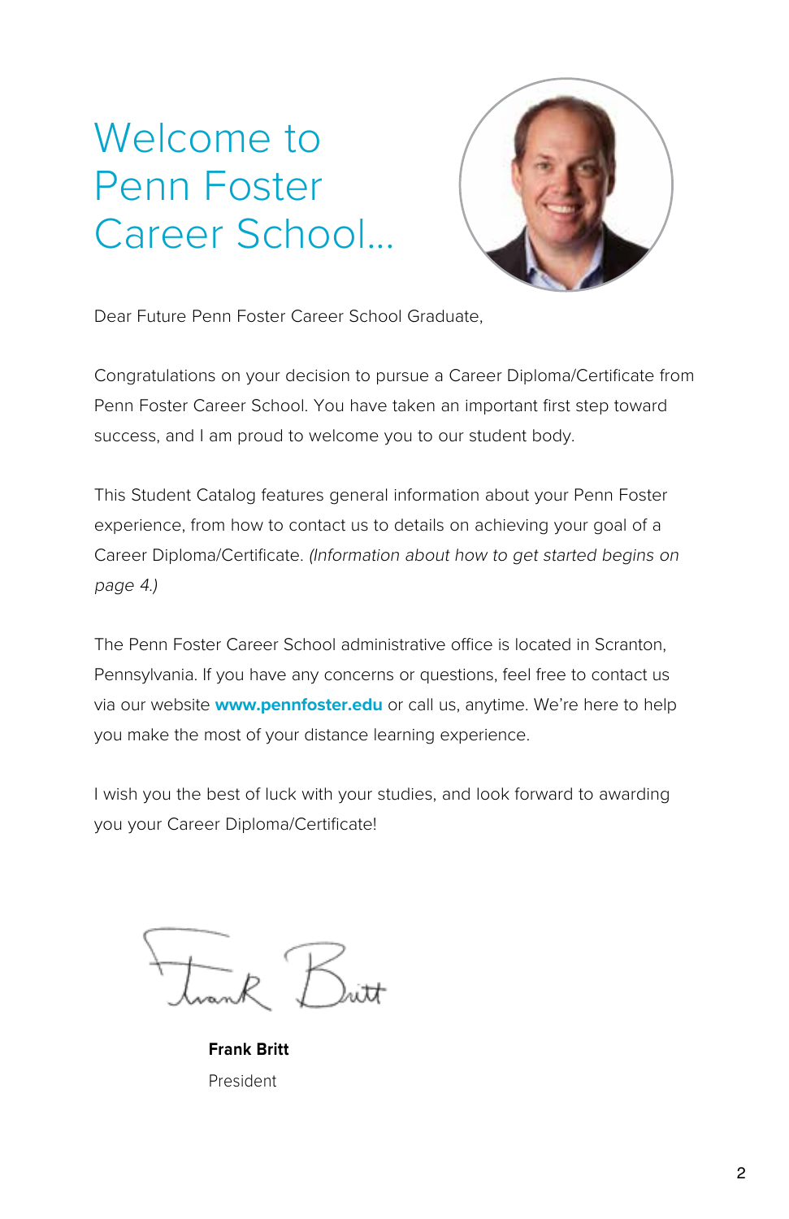# Welcome to Penn Foster Career School...

Dear Future Penn Foster Career School Graduate,

Congratulations on your decision to pursue a Career Diploma/Certificate from Penn Foster Career School. You have taken an important first step toward success, and I am proud to welcome you to our student body.

This Student Catalog features general information about your Penn Foster experience, from how to contact us to details on achieving your goal of a Career Diploma/Certificate. *(Information about how to get started begins on page 4.)*

The Penn Foster Career School administrative office is located in Scranton, Pennsylvania. If you have any concerns or questions, feel free to contact us via our website **www.pennfoster.edu** or call us, anytime. We're here to help you make the most of your distance learning experience.

I wish you the best of luck with your studies, and look forward to awarding you your Career Diploma/Certificate!

**Frank Britt**
President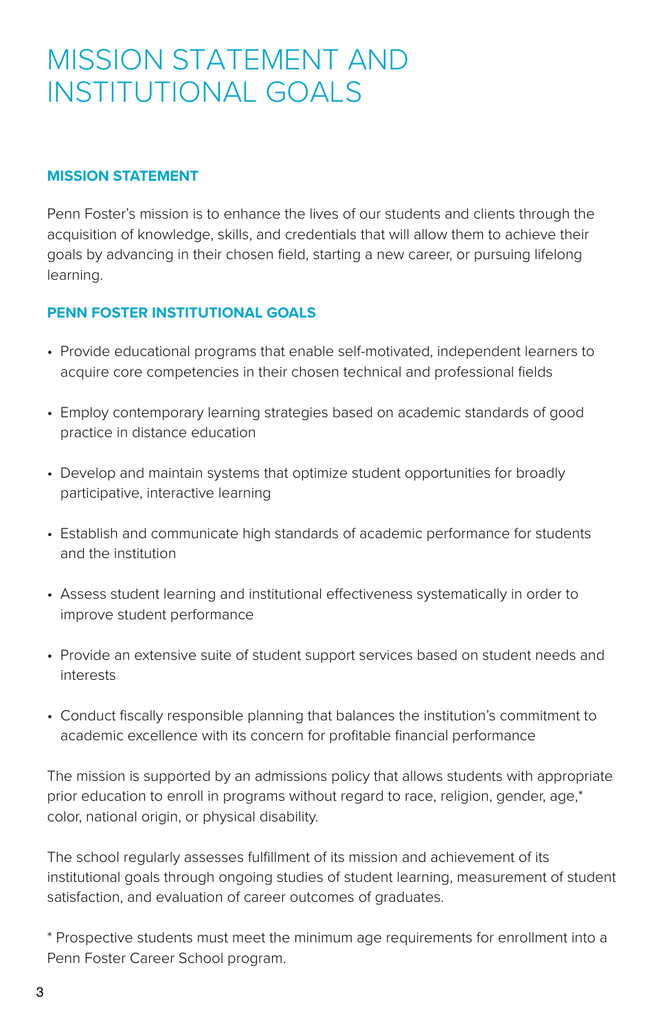# MISSION STATEMENT AND INSTITUTIONAL GOALS

## MISSION STATEMENT

Penn Foster's mission is to enhance the lives of our students and clients through the acquisition of knowledge, skills, and credentials that will allow them to achieve their goals by advancing in their chosen field, starting a new career, or pursuing lifelong learning.

## PENN FOSTER INSTITUTIONAL GOALS

- Provide educational programs that enable self-motivated, independent learners to acquire core competencies in their chosen technical and professional fields
- Employ contemporary learning strategies based on academic standards of good practice in distance education
- Develop and maintain systems that optimize student opportunities for broadly participative, interactive learning
- Establish and communicate high standards of academic performance for students and the institution
- Assess student learning and institutional effectiveness systematically in order to improve student performance
- Provide an extensive suite of student support services based on student needs and interests
- Conduct fiscally responsible planning that balances the institution's commitment to academic excellence with its concern for profitable financial performance

The mission is supported by an admissions policy that allows students with appropriate prior education to enroll in programs without regard to race, religion, gender, age,* color, national origin, or physical disability.

The school regularly assesses fulfillment of its mission and achievement of its institutional goals through ongoing studies of student learning, measurement of student satisfaction, and evaluation of career outcomes of graduates.

* Prospective students must meet the minimum age requirements for enrollment into a Penn Foster Career School program.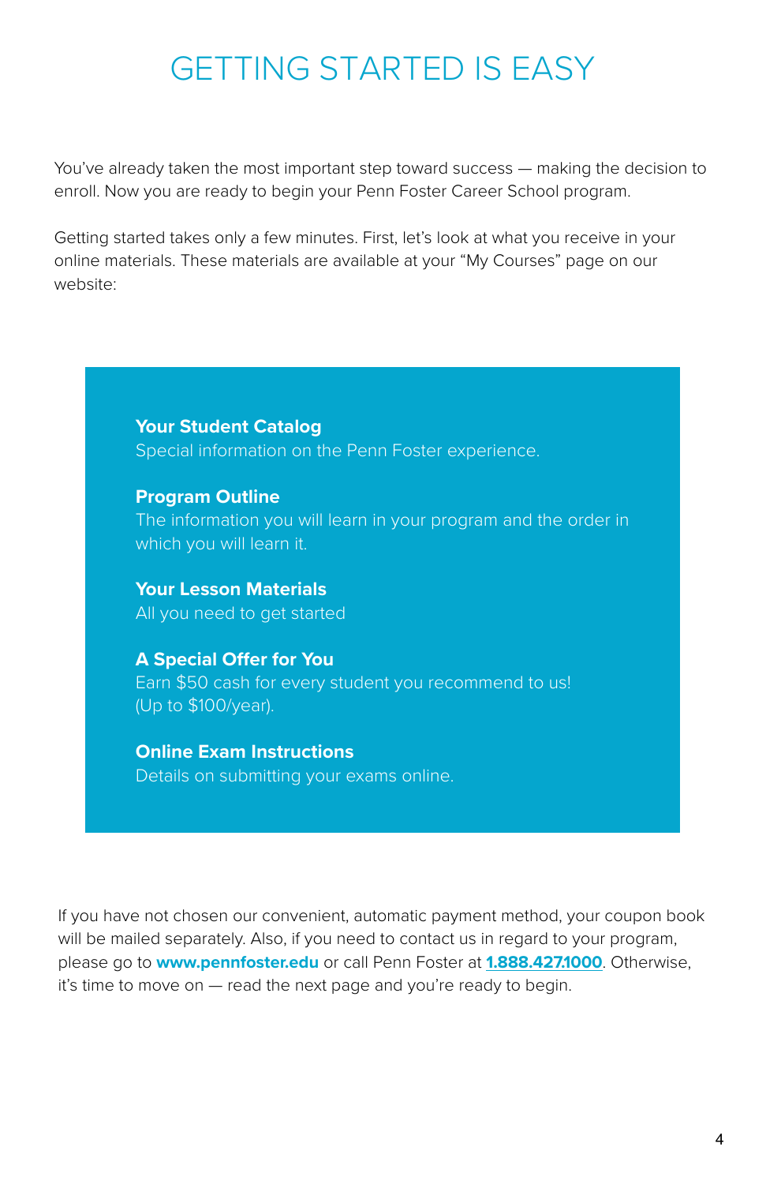# GETTING STARTED IS EASY

You've already taken the most important step toward success — making the decision to enroll. Now you are ready to begin your Penn Foster Career School program.

Getting started takes only a few minutes. First, let's look at what you receive in your online materials. These materials are available at your "My Courses" page on our website:

**Your Student Catalog**
Special information on the Penn Foster experience.

**Program Outline**
The information you will learn in your program and the order in which you will learn it.

**Your Lesson Materials**
All you need to get started

**A Special Offer for You**
Earn $50 cash for every student you recommend to us! (Up to $100/year).

**Online Exam Instructions**
Details on submitting your exams online.

If you have not chosen our convenient, automatic payment method, your coupon book will be mailed separately. Also, if you need to contact us in regard to your program, please go to **www.pennfoster.edu** or call Penn Foster at **1.888.427.1000**. Otherwise, it's time to move on — read the next page and you're ready to begin.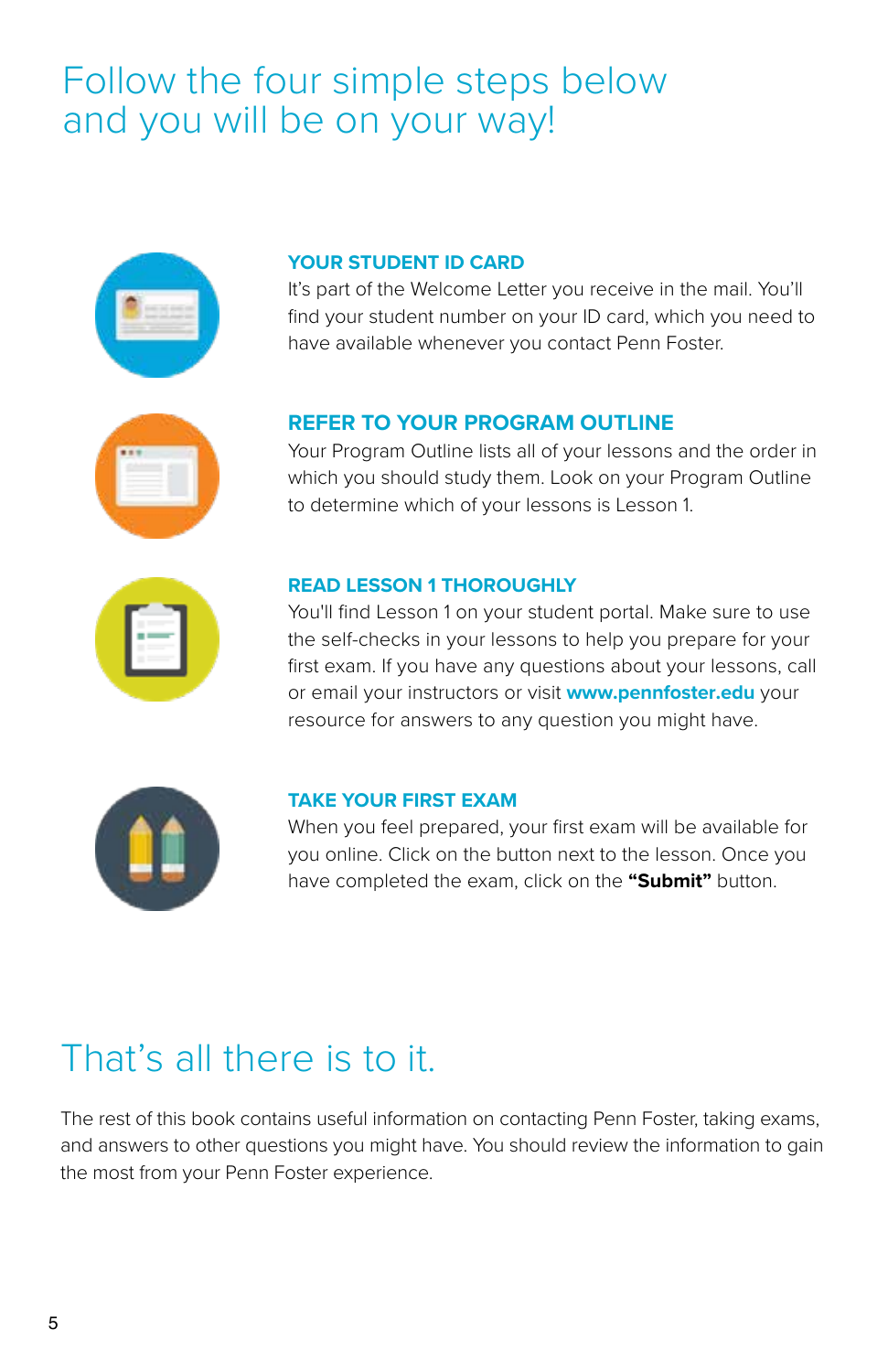# Follow the four simple steps below and you will be on your way!

### YOUR STUDENT ID CARD

It's part of the Welcome Letter you receive in the mail. You'll find your student number on your ID card, which you need to have available whenever you contact Penn Foster.

### REFER TO YOUR PROGRAM OUTLINE

Your Program Outline lists all of your lessons and the order in which you should study them. Look on your Program Outline to determine which of your lessons is Lesson 1.

### READ LESSON 1 THOROUGHLY

You'll find Lesson 1 on your student portal. Make sure to use the self-checks in your lessons to help you prepare for your first exam. If you have any questions about your lessons, call or email your instructors or visit **www.pennfoster.edu** your resource for answers to any question you might have.

### TAKE YOUR FIRST EXAM

When you feel prepared, your first exam will be available for you online. Click on the button next to the lesson. Once you have completed the exam, click on the **"Submit"** button.

# That's all there is to it.

The rest of this book contains useful information on contacting Penn Foster, taking exams, and answers to other questions you might have. You should review the information to gain the most from your Penn Foster experience.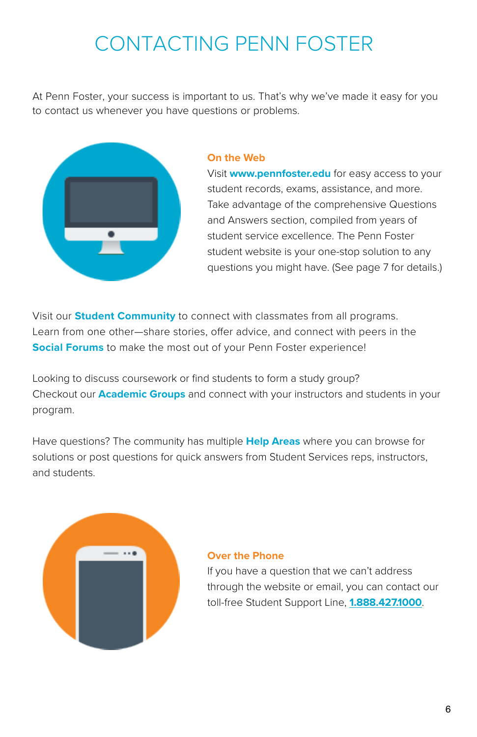# CONTACTING PENN FOSTER

At Penn Foster, your success is important to us. That's why we've made it easy for you to contact us whenever you have questions or problems.

## On the Web

Visit **www.pennfoster.edu** for easy access to your student records, exams, assistance, and more. Take advantage of the comprehensive Questions and Answers section, compiled from years of student service excellence. The Penn Foster student website is your one-stop solution to any questions you might have. (See page 7 for details.)

Visit our **Student Community** to connect with classmates from all programs. Learn from one other—share stories, offer advice, and connect with peers in the **Social Forums** to make the most out of your Penn Foster experience!

Looking to discuss coursework or find students to form a study group? Checkout our **Academic Groups** and connect with your instructors and students in your program.

Have questions? The community has multiple **Help Areas** where you can browse for solutions or post questions for quick answers from Student Services reps, instructors, and students.

## Over the Phone

If you have a question that we can't address through the website or email, you can contact our toll-free Student Support Line, **1.888.427.1000**.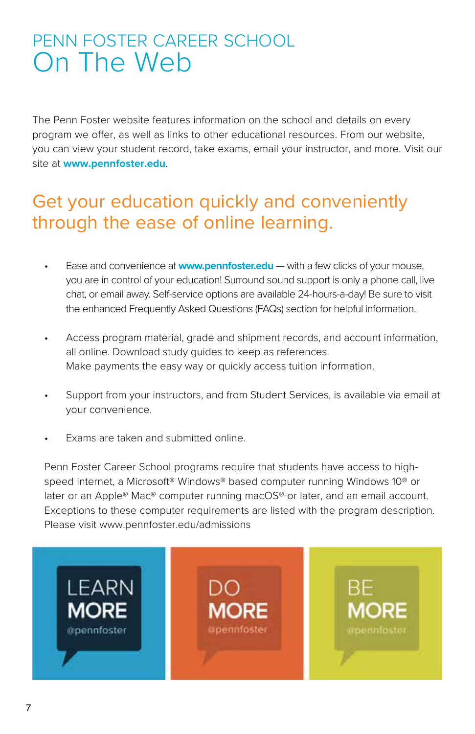# PENN FOSTER CAREER SCHOOL On The Web

The Penn Foster website features information on the school and details on every program we offer, as well as links to other educational resources. From our website, you can view your student record, take exams, email your instructor, and more. Visit our site at **www.pennfoster.edu**.

## Get your education quickly and conveniently through the ease of online learning.

- Ease and convenience at **www.pennfoster.edu** — with a few clicks of your mouse, you are in control of your education! Surround sound support is only a phone call, live chat, or email away. Self-service options are available 24-hours-a-day! Be sure to visit the enhanced Frequently Asked Questions (FAQs) section for helpful information.
- Access program material, grade and shipment records, and account information, all online. Download study guides to keep as references. Make payments the easy way or quickly access tuition information.
- Support from your instructors, and from Student Services, is available via email at your convenience.
- Exams are taken and submitted online.

Penn Foster Career School programs require that students have access to high-speed internet, a Microsoft® Windows® based computer running Windows 10® or later or an Apple® Mac® computer running macOS® or later, and an email account. Exceptions to these computer requirements are listed with the program description. Please visit www.pennfoster.edu/admissions

LEARN MORE @pennfoster

DO MORE @pennfoster

BE MORE @pennfoster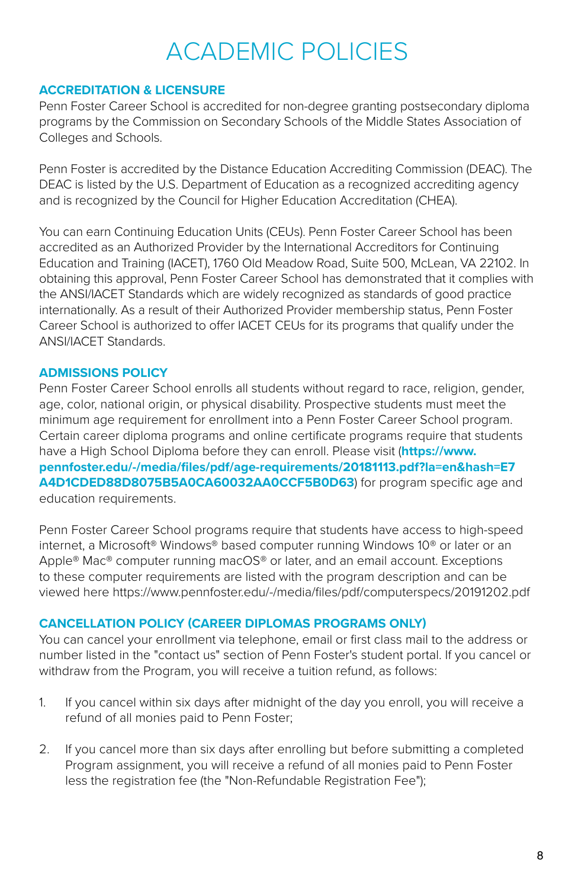# ACADEMIC POLICIES

## ACCREDITATION & LICENSURE

Penn Foster Career School is accredited for non-degree granting postsecondary diploma programs by the Commission on Secondary Schools of the Middle States Association of Colleges and Schools.

Penn Foster is accredited by the Distance Education Accrediting Commission (DEAC). The DEAC is listed by the U.S. Department of Education as a recognized accrediting agency and is recognized by the Council for Higher Education Accreditation (CHEA).

You can earn Continuing Education Units (CEUs). Penn Foster Career School has been accredited as an Authorized Provider by the International Accreditors for Continuing Education and Training (IACET), 1760 Old Meadow Road, Suite 500, McLean, VA 22102. In obtaining this approval, Penn Foster Career School has demonstrated that it complies with the ANSI/IACET Standards which are widely recognized as standards of good practice internationally. As a result of their Authorized Provider membership status, Penn Foster Career School is authorized to offer IACET CEUs for its programs that qualify under the ANSI/IACET Standards.

## ADMISSIONS POLICY

Penn Foster Career School enrolls all students without regard to race, religion, gender, age, color, national origin, or physical disability. Prospective students must meet the minimum age requirement for enrollment into a Penn Foster Career School program. Certain career diploma programs and online certificate programs require that students have a High School Diploma before they can enroll. Please visit (**https://www.pennfoster.edu/-/media/files/pdf/age-requirements/20181113.pdf?la=en&hash=E7A4D1CDED88D8075B5A0CA60032AA0CCF5B0D63**) for program specific age and education requirements.

Penn Foster Career School programs require that students have access to high-speed internet, a Microsoft® Windows® based computer running Windows 10® or later or an Apple® Mac® computer running macOS® or later, and an email account. Exceptions to these computer requirements are listed with the program description and can be viewed here https://www.pennfoster.edu/-/media/files/pdf/computerspecs/20191202.pdf

## CANCELLATION POLICY (CAREER DIPLOMAS PROGRAMS ONLY)

You can cancel your enrollment via telephone, email or first class mail to the address or number listed in the "contact us" section of Penn Foster's student portal. If you cancel or withdraw from the Program, you will receive a tuition refund, as follows:

1. If you cancel within six days after midnight of the day you enroll, you will receive a refund of all monies paid to Penn Foster;

2. If you cancel more than six days after enrolling but before submitting a completed Program assignment, you will receive a refund of all monies paid to Penn Foster less the registration fee (the "Non-Refundable Registration Fee");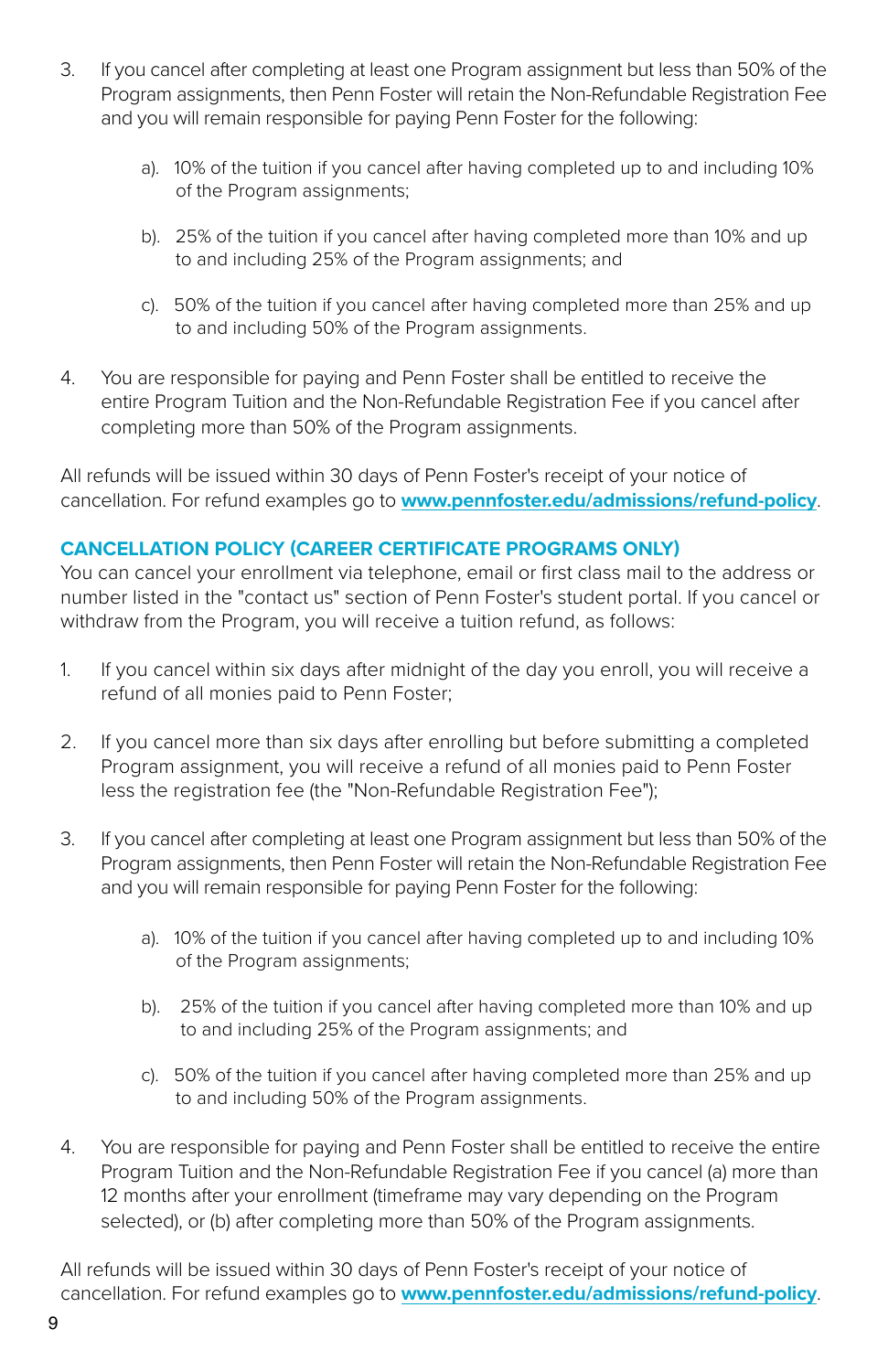3. If you cancel after completing at least one Program assignment but less than 50% of the Program assignments, then Penn Foster will retain the Non-Refundable Registration Fee and you will remain responsible for paying Penn Foster for the following:

    a). 10% of the tuition if you cancel after having completed up to and including 10% of the Program assignments;

    b). 25% of the tuition if you cancel after having completed more than 10% and up to and including 25% of the Program assignments; and

    c). 50% of the tuition if you cancel after having completed more than 25% and up to and including 50% of the Program assignments.

4. You are responsible for paying and Penn Foster shall be entitled to receive the entire Program Tuition and the Non-Refundable Registration Fee if you cancel after completing more than 50% of the Program assignments.

All refunds will be issued within 30 days of Penn Foster's receipt of your notice of cancellation. For refund examples go to **www.pennfoster.edu/admissions/refund-policy**.

### CANCELLATION POLICY (CAREER CERTIFICATE PROGRAMS ONLY)

You can cancel your enrollment via telephone, email or first class mail to the address or number listed in the "contact us" section of Penn Foster's student portal. If you cancel or withdraw from the Program, you will receive a tuition refund, as follows:

1. If you cancel within six days after midnight of the day you enroll, you will receive a refund of all monies paid to Penn Foster;

2. If you cancel more than six days after enrolling but before submitting a completed Program assignment, you will receive a refund of all monies paid to Penn Foster less the registration fee (the "Non-Refundable Registration Fee");

3. If you cancel after completing at least one Program assignment but less than 50% of the Program assignments, then Penn Foster will retain the Non-Refundable Registration Fee and you will remain responsible for paying Penn Foster for the following:

    a). 10% of the tuition if you cancel after having completed up to and including 10% of the Program assignments;

    b). 25% of the tuition if you cancel after having completed more than 10% and up to and including 25% of the Program assignments; and

    c). 50% of the tuition if you cancel after having completed more than 25% and up to and including 50% of the Program assignments.

4. You are responsible for paying and Penn Foster shall be entitled to receive the entire Program Tuition and the Non-Refundable Registration Fee if you cancel (a) more than 12 months after your enrollment (timeframe may vary depending on the Program selected), or (b) after completing more than 50% of the Program assignments.

All refunds will be issued within 30 days of Penn Foster's receipt of your notice of cancellation. For refund examples go to **www.pennfoster.edu/admissions/refund-policy**.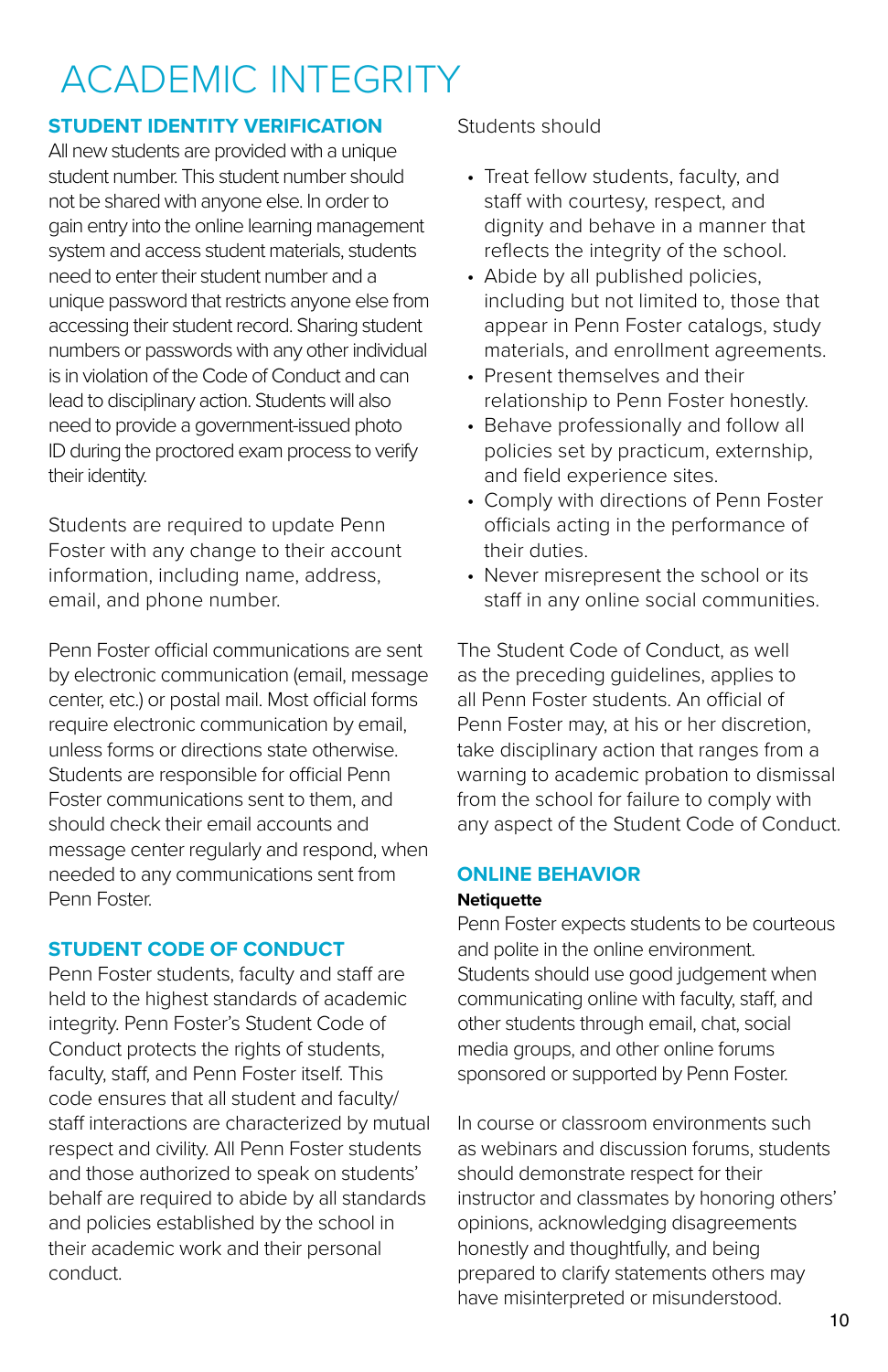# ACADEMIC INTEGRITY

## STUDENT IDENTITY VERIFICATION

All new students are provided with a unique student number. This student number should not be shared with anyone else. In order to gain entry into the online learning management system and access student materials, students need to enter their student number and a unique password that restricts anyone else from accessing their student record. Sharing student numbers or passwords with any other individual is in violation of the Code of Conduct and can lead to disciplinary action. Students will also need to provide a government-issued photo ID during the proctored exam process to verify their identity.

Students are required to update Penn Foster with any change to their account information, including name, address, email, and phone number.

Penn Foster official communications are sent by electronic communication (email, message center, etc.) or postal mail. Most official forms require electronic communication by email, unless forms or directions state otherwise. Students are responsible for official Penn Foster communications sent to them, and should check their email accounts and message center regularly and respond, when needed to any communications sent from Penn Foster.

## STUDENT CODE OF CONDUCT

Penn Foster students, faculty and staff are held to the highest standards of academic integrity. Penn Foster's Student Code of Conduct protects the rights of students, faculty, staff, and Penn Foster itself. This code ensures that all student and faculty/staff interactions are characterized by mutual respect and civility. All Penn Foster students and those authorized to speak on students' behalf are required to abide by all standards and policies established by the school in their academic work and their personal conduct.

Students should

- Treat fellow students, faculty, and staff with courtesy, respect, and dignity and behave in a manner that reflects the integrity of the school.
- Abide by all published policies, including but not limited to, those that appear in Penn Foster catalogs, study materials, and enrollment agreements.
- Present themselves and their relationship to Penn Foster honestly.
- Behave professionally and follow all policies set by practicum, externship, and field experience sites.
- Comply with directions of Penn Foster officials acting in the performance of their duties.
- Never misrepresent the school or its staff in any online social communities.

The Student Code of Conduct, as well as the preceding guidelines, applies to all Penn Foster students. An official of Penn Foster may, at his or her discretion, take disciplinary action that ranges from a warning to academic probation to dismissal from the school for failure to comply with any aspect of the Student Code of Conduct.

## ONLINE BEHAVIOR

**Netiquette**

Penn Foster expects students to be courteous and polite in the online environment. Students should use good judgement when communicating online with faculty, staff, and other students through email, chat, social media groups, and other online forums sponsored or supported by Penn Foster.

In course or classroom environments such as webinars and discussion forums, students should demonstrate respect for their instructor and classmates by honoring others' opinions, acknowledging disagreements honestly and thoughtfully, and being prepared to clarify statements others may have misinterpreted or misunderstood.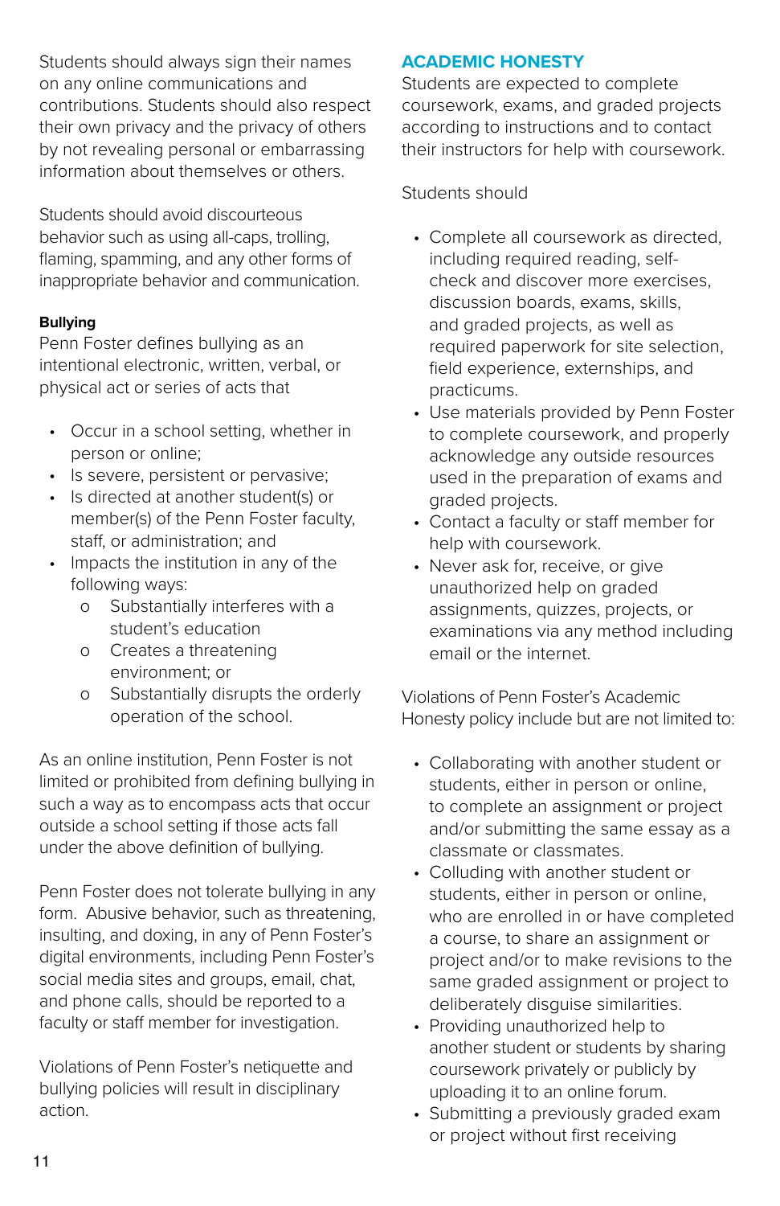Students should always sign their names on any online communications and contributions. Students should also respect their own privacy and the privacy of others by not revealing personal or embarrassing information about themselves or others.

Students should avoid discourteous behavior such as using all-caps, trolling, flaming, spamming, and any other forms of inappropriate behavior and communication.

**Bullying**

Penn Foster defines bullying as an intentional electronic, written, verbal, or physical act or series of acts that

- Occur in a school setting, whether in person or online;
- Is severe, persistent or pervasive;
- Is directed at another student(s) or member(s) of the Penn Foster faculty, staff, or administration; and
- Impacts the institution in any of the following ways:
    - Substantially interferes with a student's education
    - Creates a threatening environment; or
    - Substantially disrupts the orderly operation of the school.

As an online institution, Penn Foster is not limited or prohibited from defining bullying in such a way as to encompass acts that occur outside a school setting if those acts fall under the above definition of bullying.

Penn Foster does not tolerate bullying in any form. Abusive behavior, such as threatening, insulting, and doxing, in any of Penn Foster's digital environments, including Penn Foster's social media sites and groups, email, chat, and phone calls, should be reported to a faculty or staff member for investigation.

Violations of Penn Foster's netiquette and bullying policies will result in disciplinary action.

## ACADEMIC HONESTY

Students are expected to complete coursework, exams, and graded projects according to instructions and to contact their instructors for help with coursework.

Students should

- Complete all coursework as directed, including required reading, self-check and discover more exercises, discussion boards, exams, skills, and graded projects, as well as required paperwork for site selection, field experience, externships, and practicums.
- Use materials provided by Penn Foster to complete coursework, and properly acknowledge any outside resources used in the preparation of exams and graded projects.
- Contact a faculty or staff member for help with coursework.
- Never ask for, receive, or give unauthorized help on graded assignments, quizzes, projects, or examinations via any method including email or the internet.

Violations of Penn Foster's Academic Honesty policy include but are not limited to:

- Collaborating with another student or students, either in person or online, to complete an assignment or project and/or submitting the same essay as a classmate or classmates.
- Colluding with another student or students, either in person or online, who are enrolled in or have completed a course, to share an assignment or project and/or to make revisions to the same graded assignment or project to deliberately disguise similarities.
- Providing unauthorized help to another student or students by sharing coursework privately or publicly by uploading it to an online forum.
- Submitting a previously graded exam or project without first receiving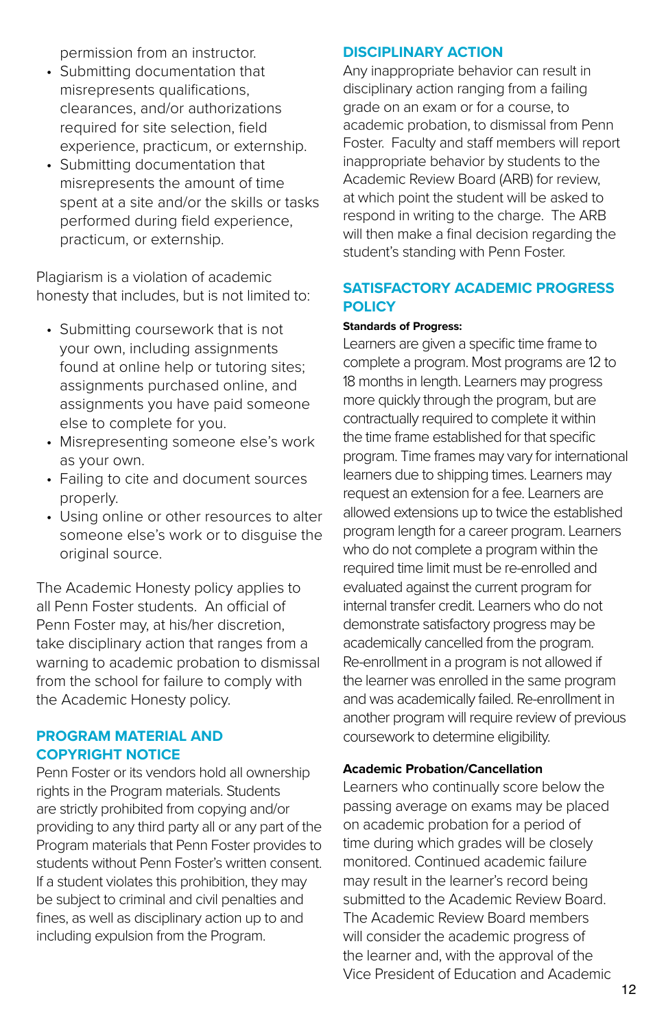permission from an instructor.

- Submitting documentation that misrepresents qualifications, clearances, and/or authorizations required for site selection, field experience, practicum, or externship.
- Submitting documentation that misrepresents the amount of time spent at a site and/or the skills or tasks performed during field experience, practicum, or externship.

Plagiarism is a violation of academic honesty that includes, but is not limited to:

- Submitting coursework that is not your own, including assignments found at online help or tutoring sites; assignments purchased online, and assignments you have paid someone else to complete for you.
- Misrepresenting someone else's work as your own.
- Failing to cite and document sources properly.
- Using online or other resources to alter someone else's work or to disguise the original source.

The Academic Honesty policy applies to all Penn Foster students. An official of Penn Foster may, at his/her discretion, take disciplinary action that ranges from a warning to academic probation to dismissal from the school for failure to comply with the Academic Honesty policy.

## PROGRAM MATERIAL AND COPYRIGHT NOTICE

Penn Foster or its vendors hold all ownership rights in the Program materials. Students are strictly prohibited from copying and/or providing to any third party all or any part of the Program materials that Penn Foster provides to students without Penn Foster's written consent. If a student violates this prohibition, they may be subject to criminal and civil penalties and fines, as well as disciplinary action up to and including expulsion from the Program.

## DISCIPLINARY ACTION

Any inappropriate behavior can result in disciplinary action ranging from a failing grade on an exam or for a course, to academic probation, to dismissal from Penn Foster. Faculty and staff members will report inappropriate behavior by students to the Academic Review Board (ARB) for review, at which point the student will be asked to respond in writing to the charge. The ARB will then make a final decision regarding the student's standing with Penn Foster.

## SATISFACTORY ACADEMIC PROGRESS POLICY

**Standards of Progress:**

Learners are given a specific time frame to complete a program. Most programs are 12 to 18 months in length. Learners may progress more quickly through the program, but are contractually required to complete it within the time frame established for that specific program. Time frames may vary for international learners due to shipping times. Learners may request an extension for a fee. Learners are allowed extensions up to twice the established program length for a career program. Learners who do not complete a program within the required time limit must be re-enrolled and evaluated against the current program for internal transfer credit. Learners who do not demonstrate satisfactory progress may be academically cancelled from the program. Re-enrollment in a program is not allowed if the learner was enrolled in the same program and was academically failed. Re-enrollment in another program will require review of previous coursework to determine eligibility.

**Academic Probation/Cancellation**

Learners who continually score below the passing average on exams may be placed on academic probation for a period of time during which grades will be closely monitored. Continued academic failure may result in the learner's record being submitted to the Academic Review Board. The Academic Review Board members will consider the academic progress of the learner and, with the approval of the Vice President of Education and Academic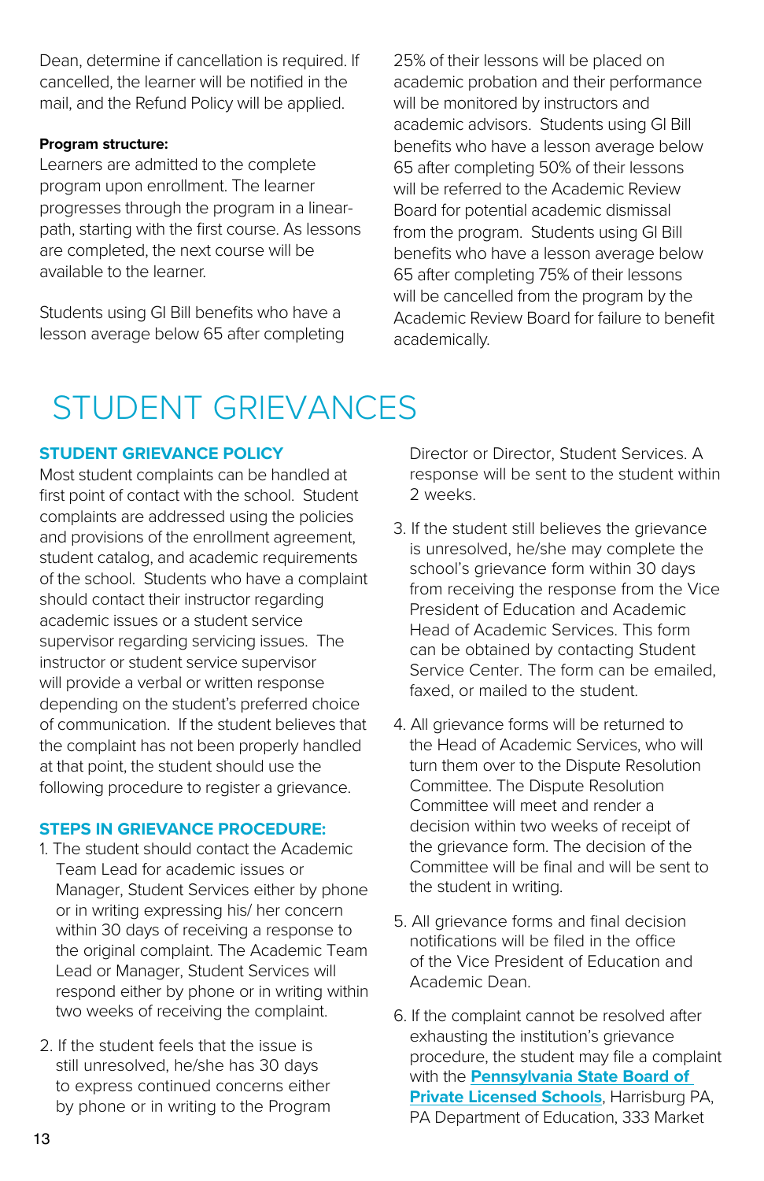Dean, determine if cancellation is required. If cancelled, the learner will be notified in the mail, and the Refund Policy will be applied.

**Program structure:**
Learners are admitted to the complete program upon enrollment. The learner progresses through the program in a linear-path, starting with the first course. As lessons are completed, the next course will be available to the learner.

Students using GI Bill benefits who have a lesson average below 65 after completing 25% of their lessons will be placed on academic probation and their performance will be monitored by instructors and academic advisors. Students using GI Bill benefits who have a lesson average below 65 after completing 50% of their lessons will be referred to the Academic Review Board for potential academic dismissal from the program. Students using GI Bill benefits who have a lesson average below 65 after completing 75% of their lessons will be cancelled from the program by the Academic Review Board for failure to benefit academically.

# STUDENT GRIEVANCES

## STUDENT GRIEVANCE POLICY

Most student complaints can be handled at first point of contact with the school. Student complaints are addressed using the policies and provisions of the enrollment agreement, student catalog, and academic requirements of the school. Students who have a complaint should contact their instructor regarding academic issues or a student service supervisor regarding servicing issues. The instructor or student service supervisor will provide a verbal or written response depending on the student's preferred choice of communication. If the student believes that the complaint has not been properly handled at that point, the student should use the following procedure to register a grievance.

## STEPS IN GRIEVANCE PROCEDURE:

1. The student should contact the Academic Team Lead for academic issues or Manager, Student Services either by phone or in writing expressing his/ her concern within 30 days of receiving a response to the original complaint. The Academic Team Lead or Manager, Student Services will respond either by phone or in writing within two weeks of receiving the complaint.

2. If the student feels that the issue is still unresolved, he/she has 30 days to express continued concerns either by phone or in writing to the Program Director or Director, Student Services. A response will be sent to the student within 2 weeks.

3. If the student still believes the grievance is unresolved, he/she may complete the school's grievance form within 30 days from receiving the response from the Vice President of Education and Academic Head of Academic Services. This form can be obtained by contacting Student Service Center. The form can be emailed, faxed, or mailed to the student.

4. All grievance forms will be returned to the Head of Academic Services, who will turn them over to the Dispute Resolution Committee. The Dispute Resolution Committee will meet and render a decision within two weeks of receipt of the grievance form. The decision of the Committee will be final and will be sent to the student in writing.

5. All grievance forms and final decision notifications will be filed in the office of the Vice President of Education and Academic Dean.

6. If the complaint cannot be resolved after exhausting the institution's grievance procedure, the student may file a complaint with the **Pennsylvania State Board of Private Licensed Schools**, Harrisburg PA, PA Department of Education, 333 Market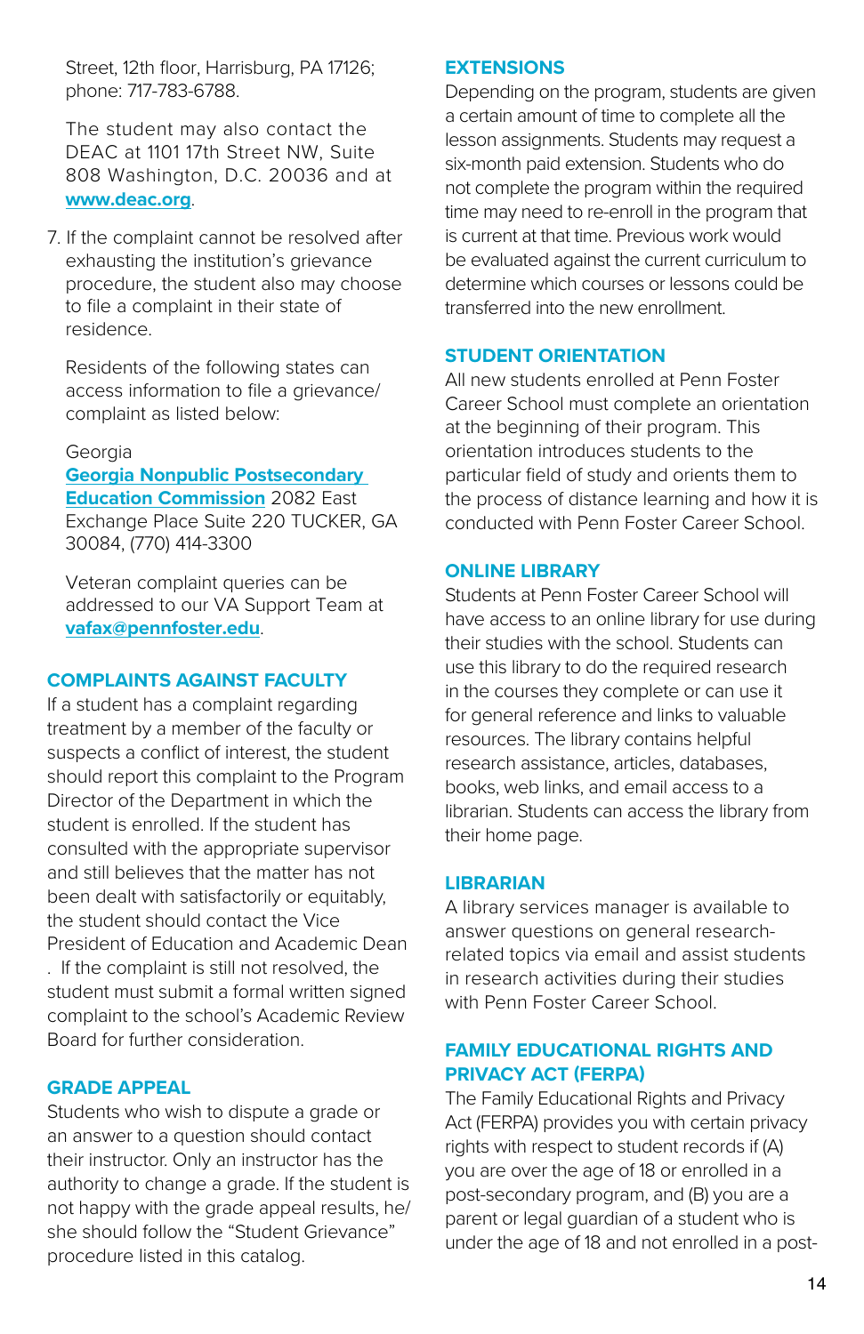Street, 12th floor, Harrisburg, PA 17126; phone: 717-783-6788.

The student may also contact the DEAC at 1101 17th Street NW, Suite 808 Washington, D.C. 20036 and at www.deac.org.

7. If the complaint cannot be resolved after exhausting the institution's grievance procedure, the student also may choose to file a complaint in their state of residence.

   Residents of the following states can access information to file a grievance/complaint as listed below:

   Georgia
   **Georgia Nonpublic Postsecondary Education Commission** 2082 East Exchange Place Suite 220 TUCKER, GA 30084, (770) 414-3300

   Veteran complaint queries can be addressed to our VA Support Team at **vafax@pennfoster.edu**.

## COMPLAINTS AGAINST FACULTY

If a student has a complaint regarding treatment by a member of the faculty or suspects a conflict of interest, the student should report this complaint to the Program Director of the Department in which the student is enrolled. If the student has consulted with the appropriate supervisor and still believes that the matter has not been dealt with satisfactorily or equitably, the student should contact the Vice President of Education and Academic Dean . If the complaint is still not resolved, the student must submit a formal written signed complaint to the school's Academic Review Board for further consideration.

## GRADE APPEAL

Students who wish to dispute a grade or an answer to a question should contact their instructor. Only an instructor has the authority to change a grade. If the student is not happy with the grade appeal results, he/she should follow the "Student Grievance" procedure listed in this catalog.

## EXTENSIONS

Depending on the program, students are given a certain amount of time to complete all the lesson assignments. Students may request a six-month paid extension. Students who do not complete the program within the required time may need to re-enroll in the program that is current at that time. Previous work would be evaluated against the current curriculum to determine which courses or lessons could be transferred into the new enrollment.

## STUDENT ORIENTATION

All new students enrolled at Penn Foster Career School must complete an orientation at the beginning of their program. This orientation introduces students to the particular field of study and orients them to the process of distance learning and how it is conducted with Penn Foster Career School.

## ONLINE LIBRARY

Students at Penn Foster Career School will have access to an online library for use during their studies with the school. Students can use this library to do the required research in the courses they complete or can use it for general reference and links to valuable resources. The library contains helpful research assistance, articles, databases, books, web links, and email access to a librarian. Students can access the library from their home page.

## LIBRARIAN

A library services manager is available to answer questions on general research-related topics via email and assist students in research activities during their studies with Penn Foster Career School.

## FAMILY EDUCATIONAL RIGHTS AND PRIVACY ACT (FERPA)

The Family Educational Rights and Privacy Act (FERPA) provides you with certain privacy rights with respect to student records if (A) you are over the age of 18 or enrolled in a post-secondary program, and (B) you are a parent or legal guardian of a student who is under the age of 18 and not enrolled in a post-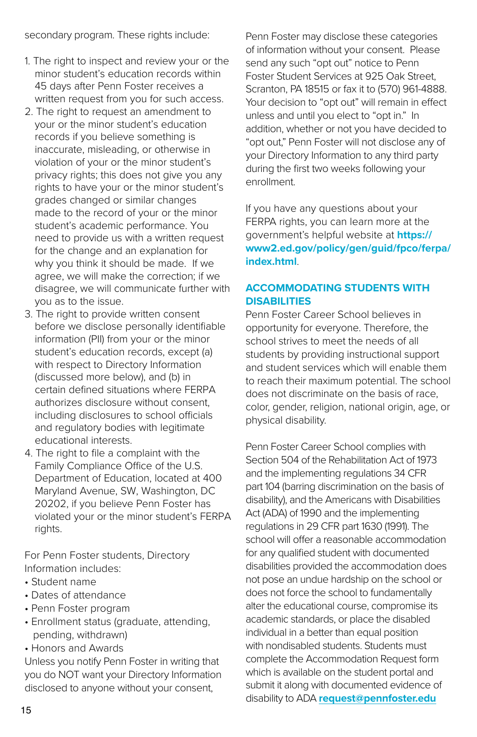secondary program. These rights include:

1. The right to inspect and review your or the minor student's education records within 45 days after Penn Foster receives a written request from you for such access.
2. The right to request an amendment to your or the minor student's education records if you believe something is inaccurate, misleading, or otherwise in violation of your or the minor student's privacy rights; this does not give you any rights to have your or the minor student's grades changed or similar changes made to the record of your or the minor student's academic performance. You need to provide us with a written request for the change and an explanation for why you think it should be made. If we agree, we will make the correction; if we disagree, we will communicate further with you as to the issue.
3. The right to provide written consent before we disclose personally identifiable information (PII) from your or the minor student's education records, except (a) with respect to Directory Information (discussed more below), and (b) in certain defined situations where FERPA authorizes disclosure without consent, including disclosures to school officials and regulatory bodies with legitimate educational interests.
4. The right to file a complaint with the Family Compliance Office of the U.S. Department of Education, located at 400 Maryland Avenue, SW, Washington, DC 20202, if you believe Penn Foster has violated your or the minor student's FERPA rights.

For Penn Foster students, Directory Information includes:

- Student name
- Dates of attendance
- Penn Foster program
- Enrollment status (graduate, attending, pending, withdrawn)
- Honors and Awards

Unless you notify Penn Foster in writing that you do NOT want your Directory Information disclosed to anyone without your consent, Penn Foster may disclose these categories of information without your consent. Please send any such "opt out" notice to Penn Foster Student Services at 925 Oak Street, Scranton, PA 18515 or fax it to (570) 961-4888. Your decision to "opt out" will remain in effect unless and until you elect to "opt in." In addition, whether or not you have decided to "opt out," Penn Foster will not disclose any of your Directory Information to any third party during the first two weeks following your enrollment.

If you have any questions about your FERPA rights, you can learn more at the government's helpful website at **https://www2.ed.gov/policy/gen/guid/fpco/ferpa/index.html**.

## ACCOMMODATING STUDENTS WITH DISABILITIES

Penn Foster Career School believes in opportunity for everyone. Therefore, the school strives to meet the needs of all students by providing instructional support and student services which will enable them to reach their maximum potential. The school does not discriminate on the basis of race, color, gender, religion, national origin, age, or physical disability.

Penn Foster Career School complies with Section 504 of the Rehabilitation Act of 1973 and the implementing regulations 34 CFR part 104 (barring discrimination on the basis of disability), and the Americans with Disabilities Act (ADA) of 1990 and the implementing regulations in 29 CFR part 1630 (1991). The school will offer a reasonable accommodation for any qualified student with documented disabilities provided the accommodation does not pose an undue hardship on the school or does not force the school to fundamentally alter the educational course, compromise its academic standards, or place the disabled individual in a better than equal position with nondisabled students. Students must complete the Accommodation Request form which is available on the student portal and submit it along with documented evidence of disability to ADA **request@pennfoster.edu**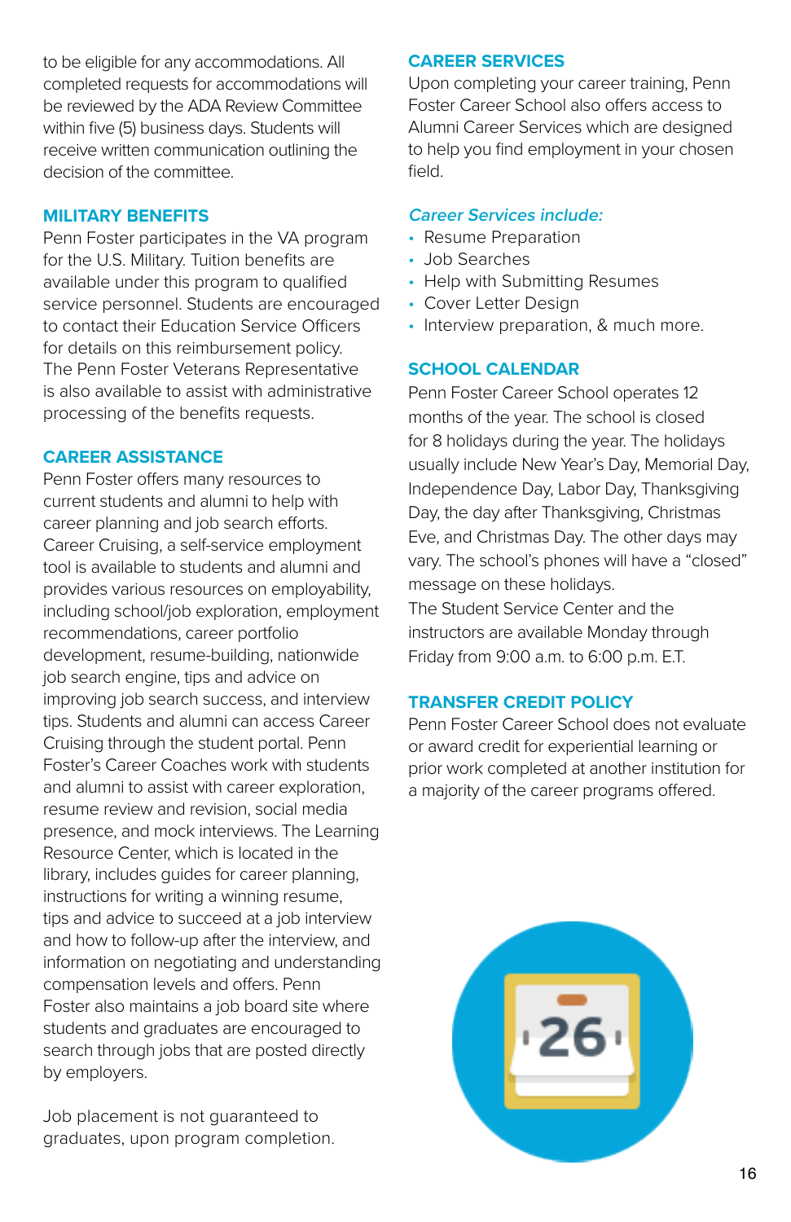to be eligible for any accommodations. All completed requests for accommodations will be reviewed by the ADA Review Committee within five (5) business days. Students will receive written communication outlining the decision of the committee.

## MILITARY BENEFITS

Penn Foster participates in the VA program for the U.S. Military. Tuition benefits are available under this program to qualified service personnel. Students are encouraged to contact their Education Service Officers for details on this reimbursement policy. The Penn Foster Veterans Representative is also available to assist with administrative processing of the benefits requests.

## CAREER ASSISTANCE

Penn Foster offers many resources to current students and alumni to help with career planning and job search efforts. Career Cruising, a self-service employment tool is available to students and alumni and provides various resources on employability, including school/job exploration, employment recommendations, career portfolio development, resume-building, nationwide job search engine, tips and advice on improving job search success, and interview tips. Students and alumni can access Career Cruising through the student portal. Penn Foster's Career Coaches work with students and alumni to assist with career exploration, resume review and revision, social media presence, and mock interviews. The Learning Resource Center, which is located in the library, includes guides for career planning, instructions for writing a winning resume, tips and advice to succeed at a job interview and how to follow-up after the interview, and information on negotiating and understanding compensation levels and offers. Penn Foster also maintains a job board site where students and graduates are encouraged to search through jobs that are posted directly by employers.

Job placement is not guaranteed to graduates, upon program completion.

## CAREER SERVICES

Upon completing your career training, Penn Foster Career School also offers access to Alumni Career Services which are designed to help you find employment in your chosen field.

*Career Services include:*

- Resume Preparation
- Job Searches
- Help with Submitting Resumes
- Cover Letter Design
- Interview preparation, & much more.

## SCHOOL CALENDAR

Penn Foster Career School operates 12 months of the year. The school is closed for 8 holidays during the year. The holidays usually include New Year's Day, Memorial Day, Independence Day, Labor Day, Thanksgiving Day, the day after Thanksgiving, Christmas Eve, and Christmas Day. The other days may vary. The school's phones will have a "closed" message on these holidays.

The Student Service Center and the instructors are available Monday through Friday from 9:00 a.m. to 6:00 p.m. E.T.

## TRANSFER CREDIT POLICY

Penn Foster Career School does not evaluate or award credit for experiential learning or prior work completed at another institution for a majority of the career programs offered.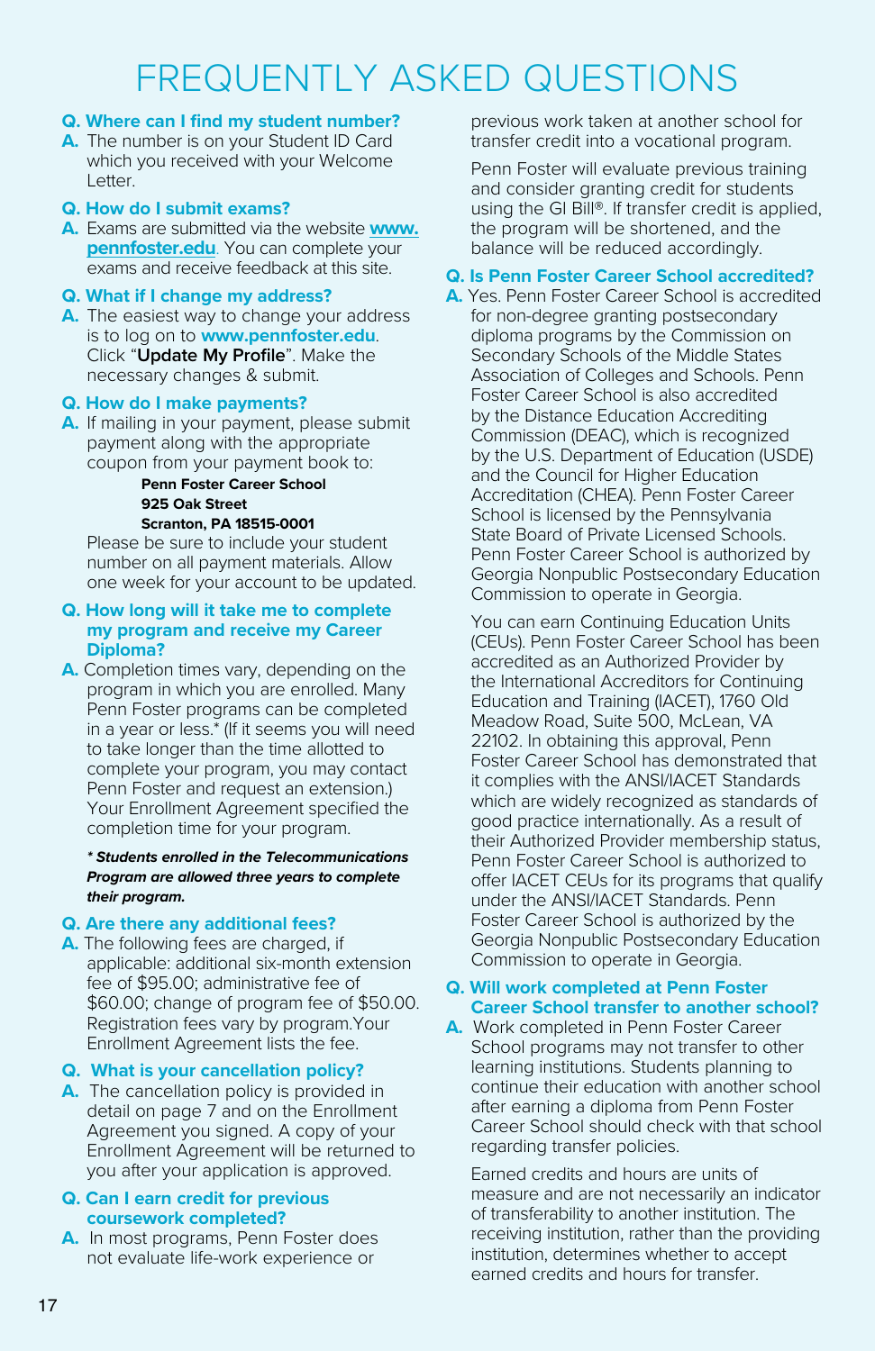# FREQUENTLY ASKED QUESTIONS

**Q. Where can I find my student number?**

**A.** The number is on your Student ID Card which you received with your Welcome Letter.

**Q. How do I submit exams?**

**A.** Exams are submitted via the website **www.pennfoster.edu**. You can complete your exams and receive feedback at this site.

**Q. What if I change my address?**

**A.** The easiest way to change your address is to log on to **www.pennfoster.edu**. Click "**Update My Profile**". Make the necessary changes & submit.

**Q. How do I make payments?**

**A.** If mailing in your payment, please submit payment along with the appropriate coupon from your payment book to:

**Penn Foster Career School**
**925 Oak Street**
**Scranton, PA 18515-0001**

Please be sure to include your student number on all payment materials. Allow one week for your account to be updated.

**Q. How long will it take me to complete my program and receive my Career Diploma?**

**A.** Completion times vary, depending on the program in which you are enrolled. Many Penn Foster programs can be completed in a year or less.* (If it seems you will need to take longer than the time allotted to complete your program, you may contact Penn Foster and request an extension.) Your Enrollment Agreement specified the completion time for your program.

***\* Students enrolled in the Telecommunications Program are allowed three years to complete their program.***

**Q. Are there any additional fees?**

**A.** The following fees are charged, if applicable: additional six-month extension fee of $95.00; administrative fee of $60.00; change of program fee of $50.00. Registration fees vary by program.Your Enrollment Agreement lists the fee.

**Q. What is your cancellation policy?**

**A.** The cancellation policy is provided in detail on page 7 and on the Enrollment Agreement you signed. A copy of your Enrollment Agreement will be returned to you after your application is approved.

**Q. Can I earn credit for previous coursework completed?**

**A.** In most programs, Penn Foster does not evaluate life-work experience or previous work taken at another school for transfer credit into a vocational program.

Penn Foster will evaluate previous training and consider granting credit for students using the GI Bill®. If transfer credit is applied, the program will be shortened, and the balance will be reduced accordingly.

**Q. Is Penn Foster Career School accredited?**

**A.** Yes. Penn Foster Career School is accredited for non-degree granting postsecondary diploma programs by the Commission on Secondary Schools of the Middle States Association of Colleges and Schools. Penn Foster Career School is also accredited by the Distance Education Accrediting Commission (DEAC), which is recognized by the U.S. Department of Education (USDE) and the Council for Higher Education Accreditation (CHEA). Penn Foster Career School is licensed by the Pennsylvania State Board of Private Licensed Schools. Penn Foster Career School is authorized by Georgia Nonpublic Postsecondary Education Commission to operate in Georgia.

You can earn Continuing Education Units (CEUs). Penn Foster Career School has been accredited as an Authorized Provider by the International Accreditors for Continuing Education and Training (IACET), 1760 Old Meadow Road, Suite 500, McLean, VA 22102. In obtaining this approval, Penn Foster Career School has demonstrated that it complies with the ANSI/IACET Standards which are widely recognized as standards of good practice internationally. As a result of their Authorized Provider membership status, Penn Foster Career School is authorized to offer IACET CEUs for its programs that qualify under the ANSI/IACET Standards. Penn Foster Career School is authorized by the Georgia Nonpublic Postsecondary Education Commission to operate in Georgia.

**Q. Will work completed at Penn Foster Career School transfer to another school?**

**A.** Work completed in Penn Foster Career School programs may not transfer to other learning institutions. Students planning to continue their education with another school after earning a diploma from Penn Foster Career School should check with that school regarding transfer policies.

Earned credits and hours are units of measure and are not necessarily an indicator of transferability to another institution. The receiving institution, rather than the providing institution, determines whether to accept earned credits and hours for transfer.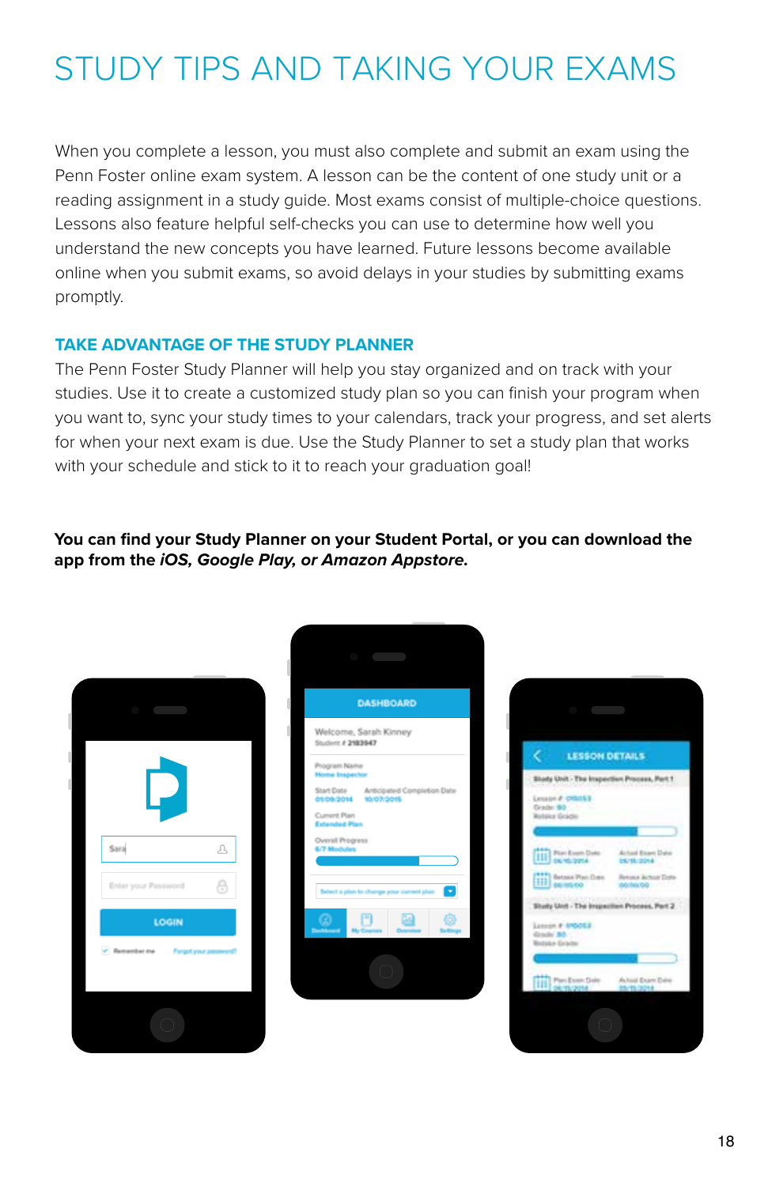# STUDY TIPS AND TAKING YOUR EXAMS

When you complete a lesson, you must also complete and submit an exam using the Penn Foster online exam system. A lesson can be the content of one study unit or a reading assignment in a study guide. Most exams consist of multiple-choice questions. Lessons also feature helpful self-checks you can use to determine how well you understand the new concepts you have learned. Future lessons become available online when you submit exams, so avoid delays in your studies by submitting exams promptly.

## TAKE ADVANTAGE OF THE STUDY PLANNER

The Penn Foster Study Planner will help you stay organized and on track with your studies. Use it to create a customized study plan so you can finish your program when you want to, sync your study times to your calendars, track your progress, and set alerts for when your next exam is due. Use the Study Planner to set a study plan that works with your schedule and stick to it to reach your graduation goal!

**You can find your Study Planner on your Student Portal, or you can download the app from the *iOS, Google Play, or Amazon Appstore.***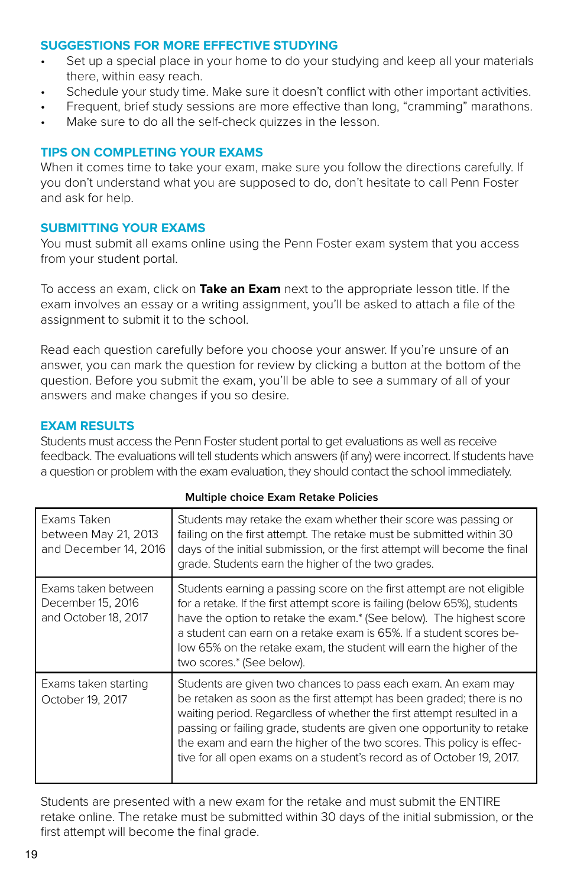## SUGGESTIONS FOR MORE EFFECTIVE STUDYING

- Set up a special place in your home to do your studying and keep all your materials there, within easy reach.
- Schedule your study time. Make sure it doesn't conflict with other important activities.
- Frequent, brief study sessions are more effective than long, "cramming" marathons.
- Make sure to do all the self-check quizzes in the lesson.

## TIPS ON COMPLETING YOUR EXAMS

When it comes time to take your exam, make sure you follow the directions carefully. If you don't understand what you are supposed to do, don't hesitate to call Penn Foster and ask for help.

## SUBMITTING YOUR EXAMS

You must submit all exams online using the Penn Foster exam system that you access from your student portal.

To access an exam, click on **Take an Exam** next to the appropriate lesson title. If the exam involves an essay or a writing assignment, you'll be asked to attach a file of the assignment to submit it to the school.

Read each question carefully before you choose your answer. If you're unsure of an answer, you can mark the question for review by clicking a button at the bottom of the question. Before you submit the exam, you'll be able to see a summary of all of your answers and make changes if you so desire.

## EXAM RESULTS

Students must access the Penn Foster student portal to get evaluations as well as receive feedback. The evaluations will tell students which answers (if any) were incorrect. If students have a question or problem with the exam evaluation, they should contact the school immediately.

**Multiple choice Exam Retake Policies**

| | |
|---|---|
| Exams Taken between May 21, 2013 and December 14, 2016 | Students may retake the exam whether their score was passing or failing on the first attempt. The retake must be submitted within 30 days of the initial submission, or the first attempt will become the final grade. Students earn the higher of the two grades. |
| Exams taken between December 15, 2016 and October 18, 2017 | Students earning a passing score on the first attempt are not eligible for a retake. If the first attempt score is failing (below 65%), students have the option to retake the exam.* (See below). The highest score a student can earn on a retake exam is 65%. If a student scores below 65% on the retake exam, the student will earn the higher of the two scores.* (See below). |
| Exams taken starting October 19, 2017 | Students are given two chances to pass each exam. An exam may be retaken as soon as the first attempt has been graded; there is no waiting period. Regardless of whether the first attempt resulted in a passing or failing grade, students are given one opportunity to retake the exam and earn the higher of the two scores. This policy is effective for all open exams on a student's record as of October 19, 2017. |

Students are presented with a new exam for the retake and must submit the ENTIRE retake online. The retake must be submitted within 30 days of the initial submission, or the first attempt will become the final grade.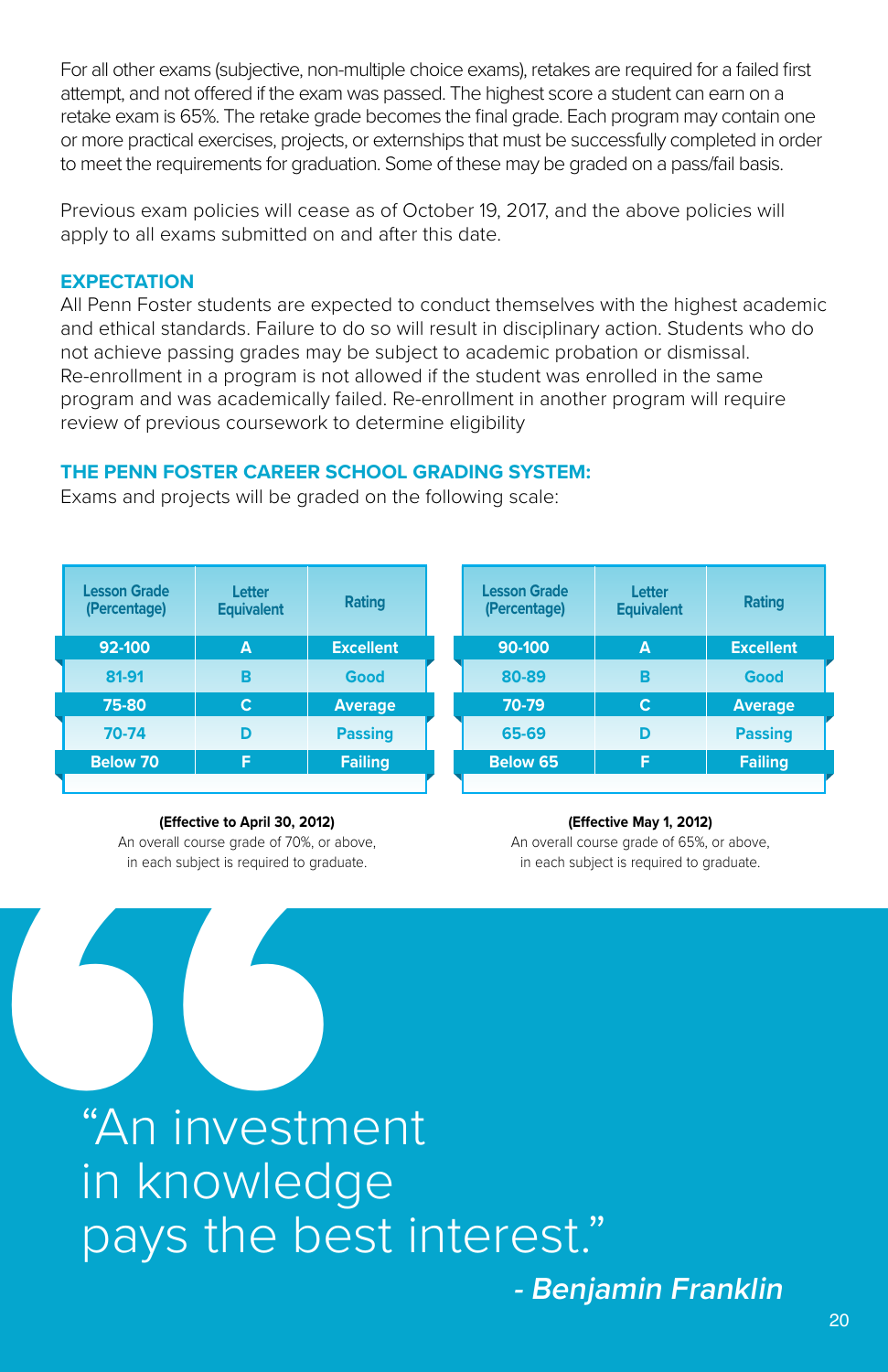For all other exams (subjective, non-multiple choice exams), retakes are required for a failed first attempt, and not offered if the exam was passed. The highest score a student can earn on a retake exam is 65%. The retake grade becomes the final grade. Each program may contain one or more practical exercises, projects, or externships that must be successfully completed in order to meet the requirements for graduation. Some of these may be graded on a pass/fail basis.

Previous exam policies will cease as of October 19, 2017, and the above policies will apply to all exams submitted on and after this date.

## EXPECTATION

All Penn Foster students are expected to conduct themselves with the highest academic and ethical standards. Failure to do so will result in disciplinary action. Students who do not achieve passing grades may be subject to academic probation or dismissal. Re-enrollment in a program is not allowed if the student was enrolled in the same program and was academically failed. Re-enrollment in another program will require review of previous coursework to determine eligibility

## THE PENN FOSTER CAREER SCHOOL GRADING SYSTEM:

Exams and projects will be graded on the following scale:

| Lesson Grade (Percentage) | Letter Equivalent | Rating |
|---|---|---|
| 92-100 | A | Excellent |
| 81-91 | B | Good |
| 75-80 | C | Average |
| 70-74 | D | Passing |
| Below 70 | F | Failing |

**(Effective to April 30, 2012)**
An overall course grade of 70%, or above, in each subject is required to graduate.

| Lesson Grade (Percentage) | Letter Equivalent | Rating |
|---|---|---|
| 90-100 | A | Excellent |
| 80-89 | B | Good |
| 70-79 | C | Average |
| 65-69 | D | Passing |
| Below 65 | F | Failing |

**(Effective May 1, 2012)**
An overall course grade of 65%, or above, in each subject is required to graduate.

"An investment in knowledge pays the best interest."

***- Benjamin Franklin***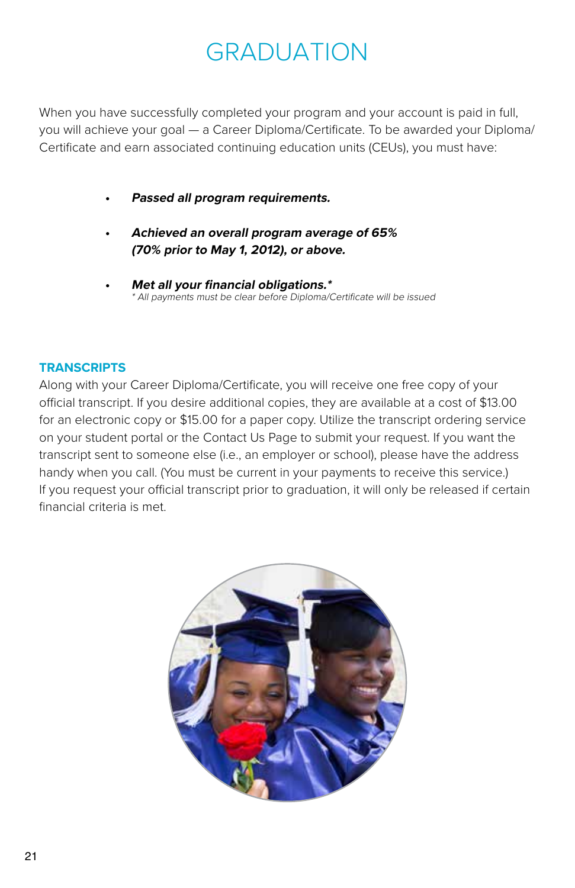# GRADUATION

When you have successfully completed your program and your account is paid in full, you will achieve your goal — a Career Diploma/Certificate. To be awarded your Diploma/Certificate and earn associated continuing education units (CEUs), you must have:

- ***Passed all program requirements.***
- ***Achieved an overall program average of 65% (70% prior to May 1, 2012), or above.***
- ***Met all your financial obligations.****
  *\* All payments must be clear before Diploma/Certificate will be issued*

## TRANSCRIPTS

Along with your Career Diploma/Certificate, you will receive one free copy of your official transcript. If you desire additional copies, they are available at a cost of $13.00 for an electronic copy or $15.00 for a paper copy. Utilize the transcript ordering service on your student portal or the Contact Us Page to submit your request. If you want the transcript sent to someone else (i.e., an employer or school), please have the address handy when you call. (You must be current in your payments to receive this service.) If you request your official transcript prior to graduation, it will only be released if certain financial criteria is met.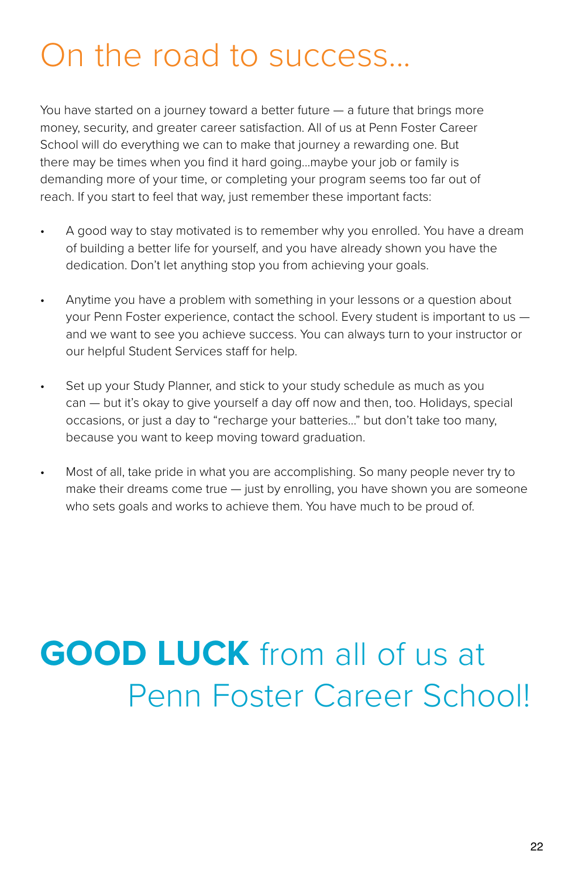# On the road to success...

You have started on a journey toward a better future — a future that brings more money, security, and greater career satisfaction. All of us at Penn Foster Career School will do everything we can to make that journey a rewarding one. But there may be times when you find it hard going...maybe your job or family is demanding more of your time, or completing your program seems too far out of reach. If you start to feel that way, just remember these important facts:

- A good way to stay motivated is to remember why you enrolled. You have a dream of building a better life for yourself, and you have already shown you have the dedication. Don't let anything stop you from achieving your goals.
- Anytime you have a problem with something in your lessons or a question about your Penn Foster experience, contact the school. Every student is important to us — and we want to see you achieve success. You can always turn to your instructor or our helpful Student Services staff for help.
- Set up your Study Planner, and stick to your study schedule as much as you can — but it's okay to give yourself a day off now and then, too. Holidays, special occasions, or just a day to "recharge your batteries..." but don't take too many, because you want to keep moving toward graduation.
- Most of all, take pride in what you are accomplishing. So many people never try to make their dreams come true — just by enrolling, you have shown you are someone who sets goals and works to achieve them. You have much to be proud of.

## **GOOD LUCK** from all of us at Penn Foster Career School!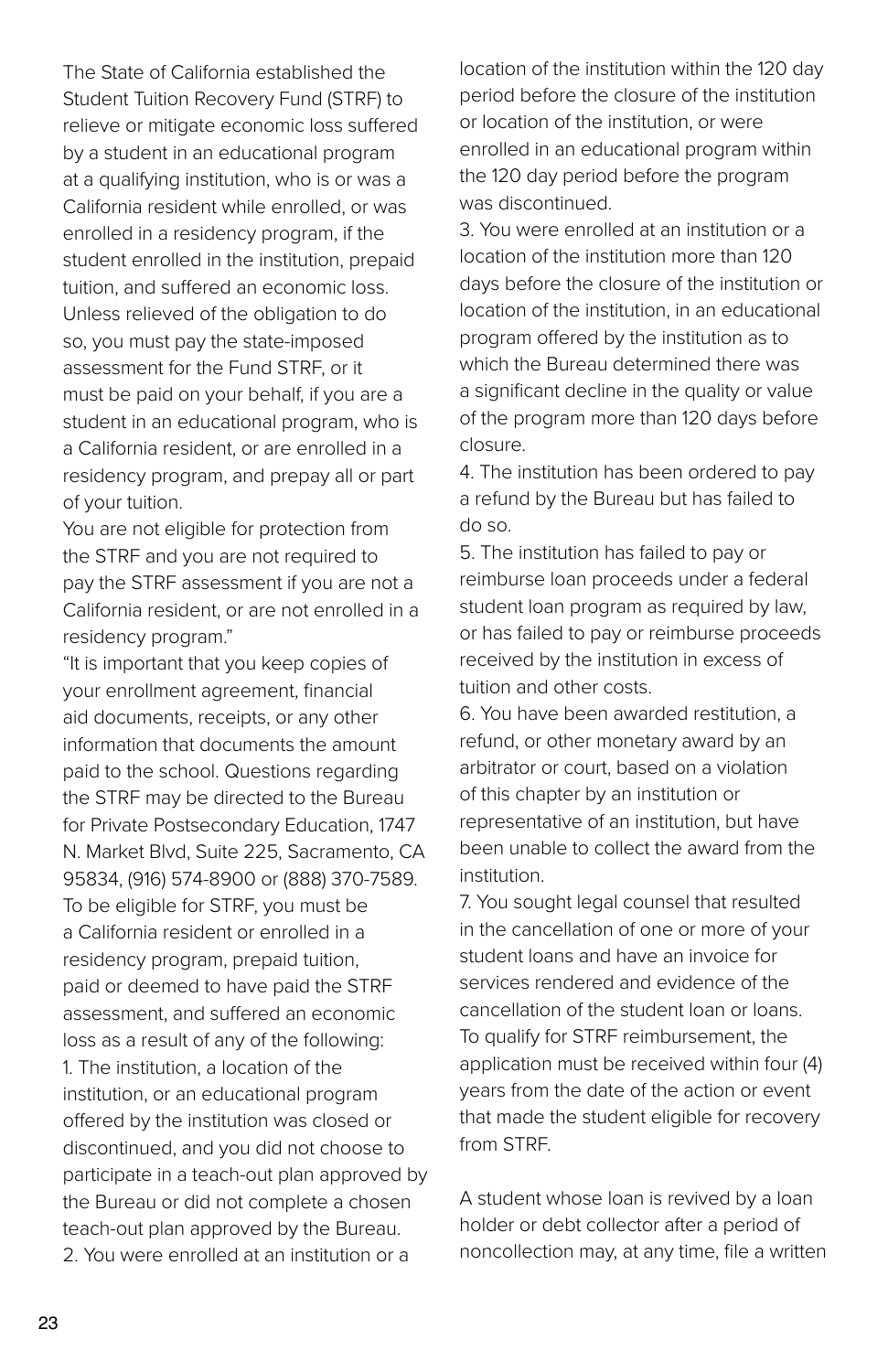The State of California established the Student Tuition Recovery Fund (STRF) to relieve or mitigate economic loss suffered by a student in an educational program at a qualifying institution, who is or was a California resident while enrolled, or was enrolled in a residency program, if the student enrolled in the institution, prepaid tuition, and suffered an economic loss. Unless relieved of the obligation to do so, you must pay the state-imposed assessment for the Fund STRF, or it must be paid on your behalf, if you are a student in an educational program, who is a California resident, or are enrolled in a residency program, and prepay all or part of your tuition.

You are not eligible for protection from the STRF and you are not required to pay the STRF assessment if you are not a California resident, or are not enrolled in a residency program."

"It is important that you keep copies of your enrollment agreement, financial aid documents, receipts, or any other information that documents the amount paid to the school. Questions regarding the STRF may be directed to the Bureau for Private Postsecondary Education, 1747 N. Market Blvd, Suite 225, Sacramento, CA 95834, (916) 574-8900 or (888) 370-7589.

To be eligible for STRF, you must be a California resident or enrolled in a residency program, prepaid tuition, paid or deemed to have paid the STRF assessment, and suffered an economic loss as a result of any of the following:

1. The institution, a location of the institution, or an educational program offered by the institution was closed or discontinued, and you did not choose to participate in a teach-out plan approved by the Bureau or did not complete a chosen teach-out plan approved by the Bureau.
2. You were enrolled at an institution or a location of the institution within the 120 day period before the closure of the institution or location of the institution, or were enrolled in an educational program within the 120 day period before the program was discontinued.
3. You were enrolled at an institution or a location of the institution more than 120 days before the closure of the institution or location of the institution, in an educational program offered by the institution as to which the Bureau determined there was a significant decline in the quality or value of the program more than 120 days before closure.
4. The institution has been ordered to pay a refund by the Bureau but has failed to do so.
5. The institution has failed to pay or reimburse loan proceeds under a federal student loan program as required by law, or has failed to pay or reimburse proceeds received by the institution in excess of tuition and other costs.
6. You have been awarded restitution, a refund, or other monetary award by an arbitrator or court, based on a violation of this chapter by an institution or representative of an institution, but have been unable to collect the award from the institution.
7. You sought legal counsel that resulted in the cancellation of one or more of your student loans and have an invoice for services rendered and evidence of the cancellation of the student loan or loans.

To qualify for STRF reimbursement, the application must be received within four (4) years from the date of the action or event that made the student eligible for recovery from STRF.

A student whose loan is revived by a loan holder or debt collector after a period of noncollection may, at any time, file a written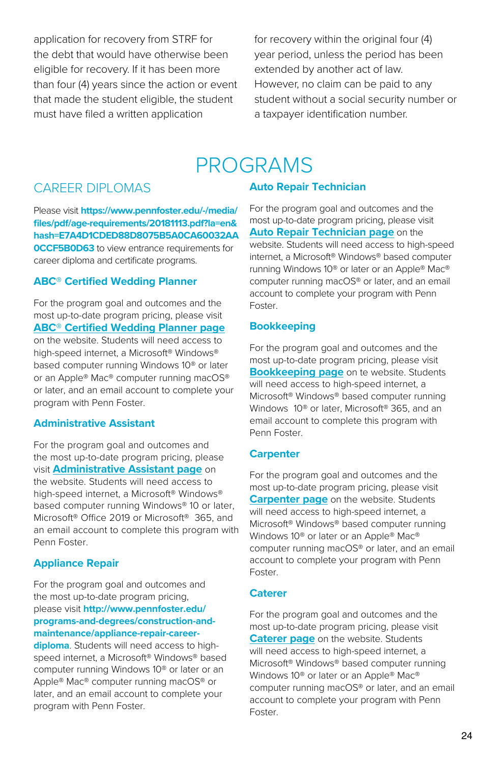application for recovery from STRF for the debt that would have otherwise been eligible for recovery. If it has been more than four (4) years since the action or event that made the student eligible, the student must have filed a written application for recovery within the original four (4) year period, unless the period has been extended by another act of law. However, no claim can be paid to any student without a social security number or a taxpayer identification number.

# PROGRAMS

## CAREER DIPLOMAS

Please visit **https://www.pennfoster.edu/-/media/files/pdf/age-requirements/20181113.pdf?la=en&hash=E7A4D1CDED88D8075B5A0CA60032AA0CCF5B0D63** to view entrance requirements for career diploma and certificate programs.

### ABC® Certified Wedding Planner

For the program goal and outcomes and the most up-to-date program pricing, please visit **ABC® Certified Wedding Planner page** on the website. Students will need access to high-speed internet, a Microsoft® Windows® based computer running Windows 10® or later or an Apple® Mac® computer running macOS® or later, and an email account to complete your program with Penn Foster.

### Administrative Assistant

For the program goal and outcomes and the most up-to-date program pricing, please visit **Administrative Assistant page** on the website. Students will need access to high-speed internet, a Microsoft® Windows® based computer running Windows® 10 or later, Microsoft® Office 2019 or Microsoft® 365, and an email account to complete this program with Penn Foster.

### Appliance Repair

For the program goal and outcomes and the most up-to-date program pricing, please visit **http://www.pennfoster.edu/programs-and-degrees/construction-and-maintenance/appliance-repair-career-diploma**. Students will need access to high-speed internet, a Microsoft® Windows® based computer running Windows 10® or later or an Apple® Mac® computer running macOS® or later, and an email account to complete your program with Penn Foster.

### Auto Repair Technician

For the program goal and outcomes and the most up-to-date program pricing, please visit **Auto Repair Technician page** on the website. Students will need access to high-speed internet, a Microsoft® Windows® based computer running Windows 10® or later or an Apple® Mac® computer running macOS® or later, and an email account to complete your program with Penn Foster.

### Bookkeeping

For the program goal and outcomes and the most up-to-date program pricing, please visit **Bookkeeping page** on te website. Students will need access to high-speed internet, a Microsoft® Windows® based computer running Windows 10® or later, Microsoft® 365, and an email account to complete this program with Penn Foster.

### Carpenter

For the program goal and outcomes and the most up-to-date program pricing, please visit **Carpenter page** on the website. Students will need access to high-speed internet, a Microsoft® Windows® based computer running Windows 10® or later or an Apple® Mac® computer running macOS® or later, and an email account to complete your program with Penn Foster.

### Caterer

For the program goal and outcomes and the most up-to-date program pricing, please visit **Caterer page** on the website. Students will need access to high-speed internet, a Microsoft® Windows® based computer running Windows 10® or later or an Apple® Mac® computer running macOS® or later, and an email account to complete your program with Penn Foster.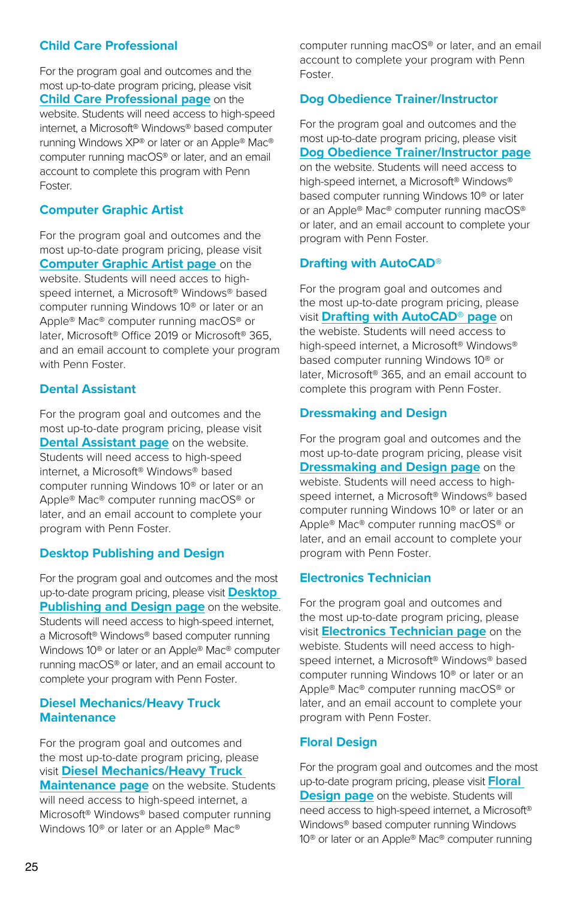## Child Care Professional

For the program goal and outcomes and the most up-to-date program pricing, please visit **Child Care Professional page** on the website. Students will need access to high-speed internet, a Microsoft® Windows® based computer running Windows XP® or later or an Apple® Mac® computer running macOS® or later, and an email account to complete this program with Penn Foster.

## Computer Graphic Artist

For the program goal and outcomes and the most up-to-date program pricing, please visit **Computer Graphic Artist page** on the website. Students will need acces to high-speed internet, a Microsoft® Windows® based computer running Windows 10® or later or an Apple® Mac® computer running macOS® or later, Microsoft® Office 2019 or Microsoft® 365, and an email account to complete your program with Penn Foster.

## Dental Assistant

For the program goal and outcomes and the most up-to-date program pricing, please visit **Dental Assistant page** on the website. Students will need access to high-speed internet, a Microsoft® Windows® based computer running Windows 10® or later or an Apple® Mac® computer running macOS® or later, and an email account to complete your program with Penn Foster.

## Desktop Publishing and Design

For the program goal and outcomes and the most up-to-date program pricing, please visit **Desktop Publishing and Design page** on the website. Students will need access to high-speed internet, a Microsoft® Windows® based computer running Windows 10® or later or an Apple® Mac® computer running macOS® or later, and an email account to complete your program with Penn Foster.

## Diesel Mechanics/Heavy Truck Maintenance

For the program goal and outcomes and the most up-to-date program pricing, please visit **Diesel Mechanics/Heavy Truck Maintenance page** on the website. Students will need access to high-speed internet, a Microsoft® Windows® based computer running Windows 10® or later or an Apple® Mac® computer running macOS® or later, and an email account to complete your program with Penn Foster.

## Dog Obedience Trainer/Instructor

For the program goal and outcomes and the most up-to-date program pricing, please visit **Dog Obedience Trainer/Instructor page** on the website. Students will need access to high-speed internet, a Microsoft® Windows® based computer running Windows 10® or later or an Apple® Mac® computer running macOS® or later, and an email account to complete your program with Penn Foster.

## Drafting with AutoCAD®

For the program goal and outcomes and the most up-to-date program pricing, please visit **Drafting with AutoCAD® page** on the website. Students will need access to high-speed internet, a Microsoft® Windows® based computer running Windows 10® or later, Microsoft® 365, and an email account to complete this program with Penn Foster.

## Dressmaking and Design

For the program goal and outcomes and the most up-to-date program pricing, please visit **Dressmaking and Design page** on the webiste. Students will need access to high-speed internet, a Microsoft® Windows® based computer running Windows 10® or later or an Apple® Mac® computer running macOS® or later, and an email account to complete your program with Penn Foster.

## Electronics Technician

For the program goal and outcomes and the most up-to-date program pricing, please visit **Electronics Technician page** on the webiste. Students will need access to high-speed internet, a Microsoft® Windows® based computer running Windows 10® or later or an Apple® Mac® computer running macOS® or later, and an email account to complete your program with Penn Foster.

## Floral Design

For the program goal and outcomes and the most up-to-date program pricing, please visit **Floral Design page** on the webiste. Students will need access to high-speed internet, a Microsoft® Windows® based computer running Windows 10® or later or an Apple® Mac® computer running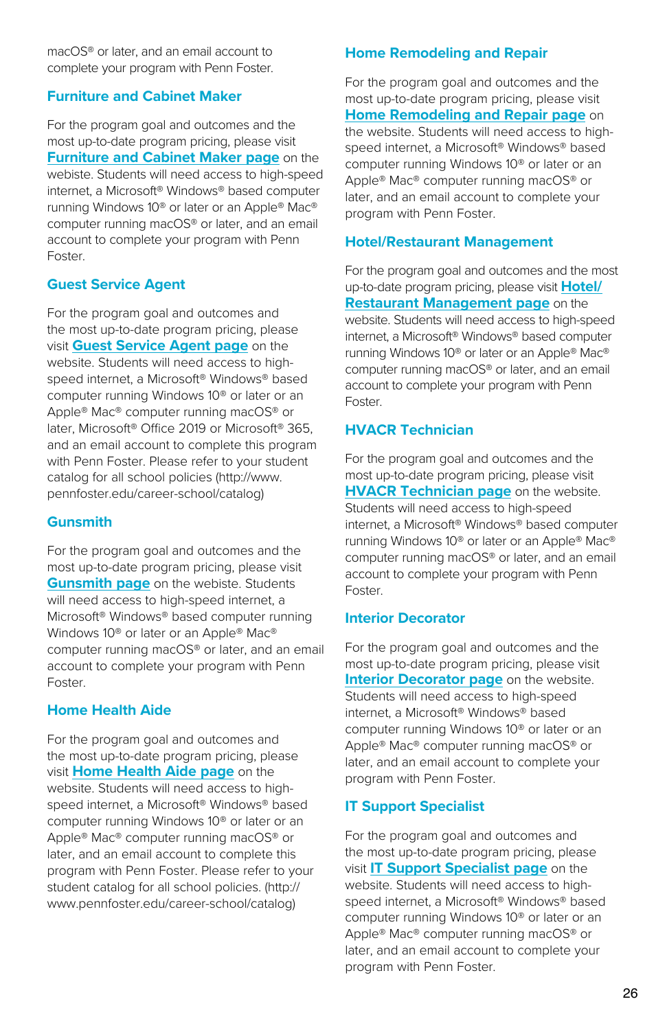macOS® or later, and an email account to complete your program with Penn Foster.

## Furniture and Cabinet Maker

For the program goal and outcomes and the most up-to-date program pricing, please visit **Furniture and Cabinet Maker page** on the webiste. Students will need access to high-speed internet, a Microsoft® Windows® based computer running Windows 10® or later or an Apple® Mac® computer running macOS® or later, and an email account to complete your program with Penn Foster.

## Guest Service Agent

For the program goal and outcomes and the most up-to-date program pricing, please visit **Guest Service Agent page** on the website. Students will need access to high-speed internet, a Microsoft® Windows® based computer running Windows 10® or later or an Apple® Mac® computer running macOS® or later, Microsoft® Office 2019 or Microsoft® 365, and an email account to complete this program with Penn Foster. Please refer to your student catalog for all school policies (http://www.pennfoster.edu/career-school/catalog)

## Gunsmith

For the program goal and outcomes and the most up-to-date program pricing, please visit **Gunsmith page** on the webiste. Students will need access to high-speed internet, a Microsoft® Windows® based computer running Windows 10® or later or an Apple® Mac® computer running macOS® or later, and an email account to complete your program with Penn Foster.

## Home Health Aide

For the program goal and outcomes and the most up-to-date program pricing, please visit **Home Health Aide page** on the website. Students will need access to high-speed internet, a Microsoft® Windows® based computer running Windows 10® or later or an Apple® Mac® computer running macOS® or later, and an email account to complete this program with Penn Foster. Please refer to your student catalog for all school policies. (http://www.pennfoster.edu/career-school/catalog)

## Home Remodeling and Repair

For the program goal and outcomes and the most up-to-date program pricing, please visit **Home Remodeling and Repair page** on the website. Students will need access to high-speed internet, a Microsoft® Windows® based computer running Windows 10® or later or an Apple® Mac® computer running macOS® or later, and an email account to complete your program with Penn Foster.

## Hotel/Restaurant Management

For the program goal and outcomes and the most up-to-date program pricing, please visit **Hotel/Restaurant Management page** on the website. Students will need access to high-speed internet, a Microsoft® Windows® based computer running Windows 10® or later or an Apple® Mac® computer running macOS® or later, and an email account to complete your program with Penn Foster.

## HVACR Technician

For the program goal and outcomes and the most up-to-date program pricing, please visit **HVACR Technician page** on the website. Students will need access to high-speed internet, a Microsoft® Windows® based computer running Windows 10® or later or an Apple® Mac® computer running macOS® or later, and an email account to complete your program with Penn Foster.

## Interior Decorator

For the program goal and outcomes and the most up-to-date program pricing, please visit **Interior Decorator page** on the website. Students will need access to high-speed internet, a Microsoft® Windows® based computer running Windows 10® or later or an Apple® Mac® computer running macOS® or later, and an email account to complete your program with Penn Foster.

## IT Support Specialist

For the program goal and outcomes and the most up-to-date program pricing, please visit **IT Support Specialist page** on the website. Students will need access to high-speed internet, a Microsoft® Windows® based computer running Windows 10® or later or an Apple® Mac® computer running macOS® or later, and an email account to complete your program with Penn Foster.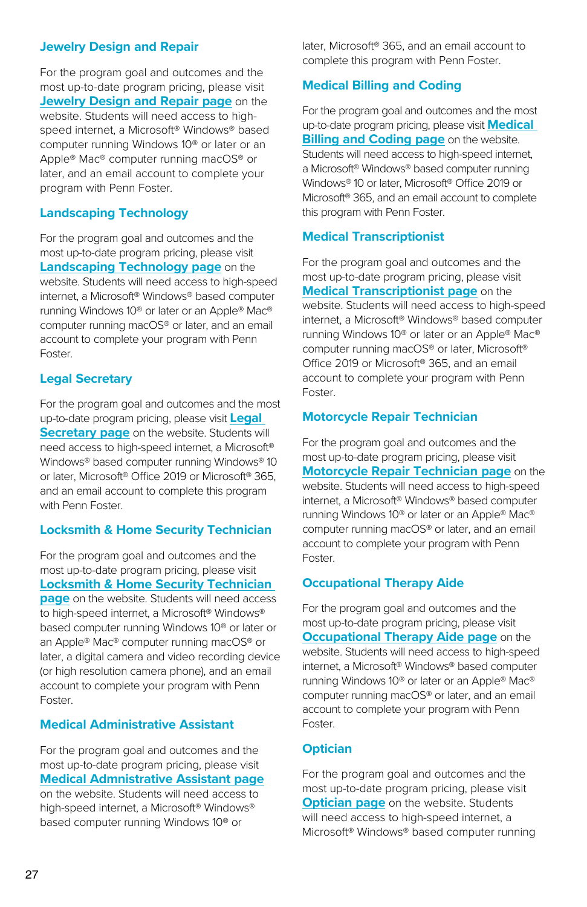### Jewelry Design and Repair

For the program goal and outcomes and the most up-to-date program pricing, please visit **Jewelry Design and Repair page** on the website. Students will need access to high-speed internet, a Microsoft® Windows® based computer running Windows 10® or later or an Apple® Mac® computer running macOS® or later, and an email account to complete your program with Penn Foster.

### Landscaping Technology

For the program goal and outcomes and the most up-to-date program pricing, please visit **Landscaping Technology page** on the website. Students will need access to high-speed internet, a Microsoft® Windows® based computer running Windows 10® or later or an Apple® Mac® computer running macOS® or later, and an email account to complete your program with Penn Foster.

### Legal Secretary

For the program goal and outcomes and the most up-to-date program pricing, please visit **Legal Secretary page** on the website. Students will need access to high-speed internet, a Microsoft® Windows® based computer running Windows® 10 or later, Microsoft® Office 2019 or Microsoft® 365, and an email account to complete this program with Penn Foster.

### Locksmith & Home Security Technician

For the program goal and outcomes and the most up-to-date program pricing, please visit **Locksmith & Home Security Technician page** on the website. Students will need access to high-speed internet, a Microsoft® Windows® based computer running Windows 10® or later or an Apple® Mac® computer running macOS® or later, a digital camera and video recording device (or high resolution camera phone), and an email account to complete your program with Penn Foster.

### Medical Administrative Assistant

For the program goal and outcomes and the most up-to-date program pricing, please visit **Medical Admnistrative Assistant page** on the website. Students will need access to high-speed internet, a Microsoft® Windows® based computer running Windows 10® or later, Microsoft® 365, and an email account to complete this program with Penn Foster.

### Medical Billing and Coding

For the program goal and outcomes and the most up-to-date program pricing, please visit **Medical Billing and Coding page** on the website. Students will need access to high-speed internet, a Microsoft® Windows® based computer running Windows® 10 or later, Microsoft® Office 2019 or Microsoft® 365, and an email account to complete this program with Penn Foster.

### Medical Transcriptionist

For the program goal and outcomes and the most up-to-date program pricing, please visit **Medical Transcriptionist page** on the website. Students will need access to high-speed internet, a Microsoft® Windows® based computer running Windows 10® or later or an Apple® Mac® computer running macOS® or later, Microsoft® Office 2019 or Microsoft® 365, and an email account to complete your program with Penn Foster.

### Motorcycle Repair Technician

For the program goal and outcomes and the most up-to-date program pricing, please visit **Motorcycle Repair Technician page** on the website. Students will need access to high-speed internet, a Microsoft® Windows® based computer running Windows 10® or later or an Apple® Mac® computer running macOS® or later, and an email account to complete your program with Penn Foster.

### Occupational Therapy Aide

For the program goal and outcomes and the most up-to-date program pricing, please visit **Occupational Therapy Aide page** on the website. Students will need access to high-speed internet, a Microsoft® Windows® based computer running Windows 10® or later or an Apple® Mac® computer running macOS® or later, and an email account to complete your program with Penn Foster.

### Optician

For the program goal and outcomes and the most up-to-date program pricing, please visit **Optician page** on the website. Students will need access to high-speed internet, a Microsoft® Windows® based computer running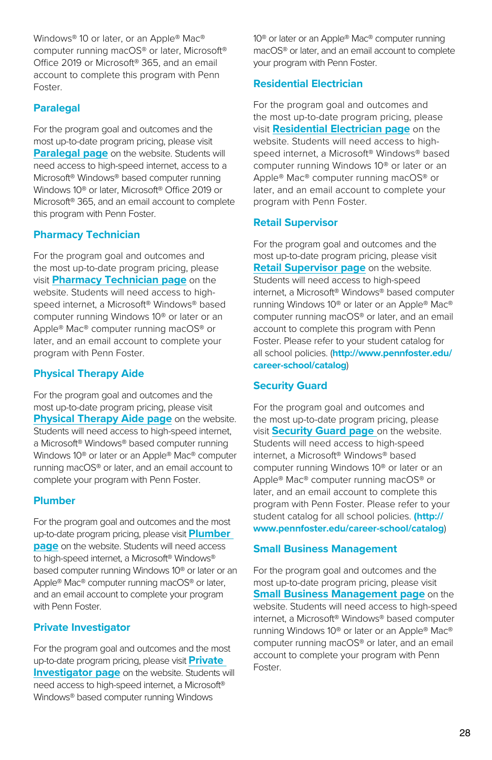Windows® 10 or later, or an Apple® Mac® computer running macOS® or later, Microsoft® Office 2019 or Microsoft® 365, and an email account to complete this program with Penn Foster.

### Paralegal

For the program goal and outcomes and the most up-to-date program pricing, please visit **Paralegal page** on the website. Students will need access to high-speed internet, access to a Microsoft® Windows® based computer running Windows 10® or later, Microsoft® Office 2019 or Microsoft® 365, and an email account to complete this program with Penn Foster.

### Pharmacy Technician

For the program goal and outcomes and the most up-to-date program pricing, please visit **Pharmacy Technician page** on the website. Students will need access to high-speed internet, a Microsoft® Windows® based computer running Windows 10® or later or an Apple® Mac® computer running macOS® or later, and an email account to complete your program with Penn Foster.

### Physical Therapy Aide

For the program goal and outcomes and the most up-to-date program pricing, please visit **Physical Therapy Aide page** on the website. Students will need access to high-speed internet, a Microsoft® Windows® based computer running Windows 10® or later or an Apple® Mac® computer running macOS® or later, and an email account to complete your program with Penn Foster.

### Plumber

For the program goal and outcomes and the most up-to-date program pricing, please visit **Plumber page** on the website. Students will need access to high-speed internet, a Microsoft® Windows® based computer running Windows 10® or later or an Apple® Mac® computer running macOS® or later, and an email account to complete your program with Penn Foster.

### Private Investigator

For the program goal and outcomes and the most up-to-date program pricing, please visit **Private Investigator page** on the website. Students will need access to high-speed internet, a Microsoft® Windows® based computer running Windows 10® or later or an Apple® Mac® computer running macOS® or later, and an email account to complete your program with Penn Foster.

### Residential Electrician

For the program goal and outcomes and the most up-to-date program pricing, please visit **Residential Electrician page** on the website. Students will need access to high-speed internet, a Microsoft® Windows® based computer running Windows 10® or later or an Apple® Mac® computer running macOS® or later, and an email account to complete your program with Penn Foster.

### Retail Supervisor

For the program goal and outcomes and the most up-to-date program pricing, please visit **Retail Supervisor page** on the website. Students will need access to high-speed internet, a Microsoft® Windows® based computer running Windows 10® or later or an Apple® Mac® computer running macOS® or later, and an email account to complete this program with Penn Foster. Please refer to your student catalog for all school policies. (**http://www.pennfoster.edu/career-school/catalog**)

### Security Guard

For the program goal and outcomes and the most up-to-date program pricing, please visit **Security Guard page** on the website. Students will need access to high-speed internet, a Microsoft® Windows® based computer running Windows 10® or later or an Apple® Mac® computer running macOS® or later, and an email account to complete this program with Penn Foster. Please refer to your student catalog for all school policies. (**http://www.pennfoster.edu/career-school/catalog**)

### Small Business Management

For the program goal and outcomes and the most up-to-date program pricing, please visit **Small Business Management page** on the website. Students will need access to high-speed internet, a Microsoft® Windows® based computer running Windows 10® or later or an Apple® Mac® computer running macOS® or later, and an email account to complete your program with Penn Foster.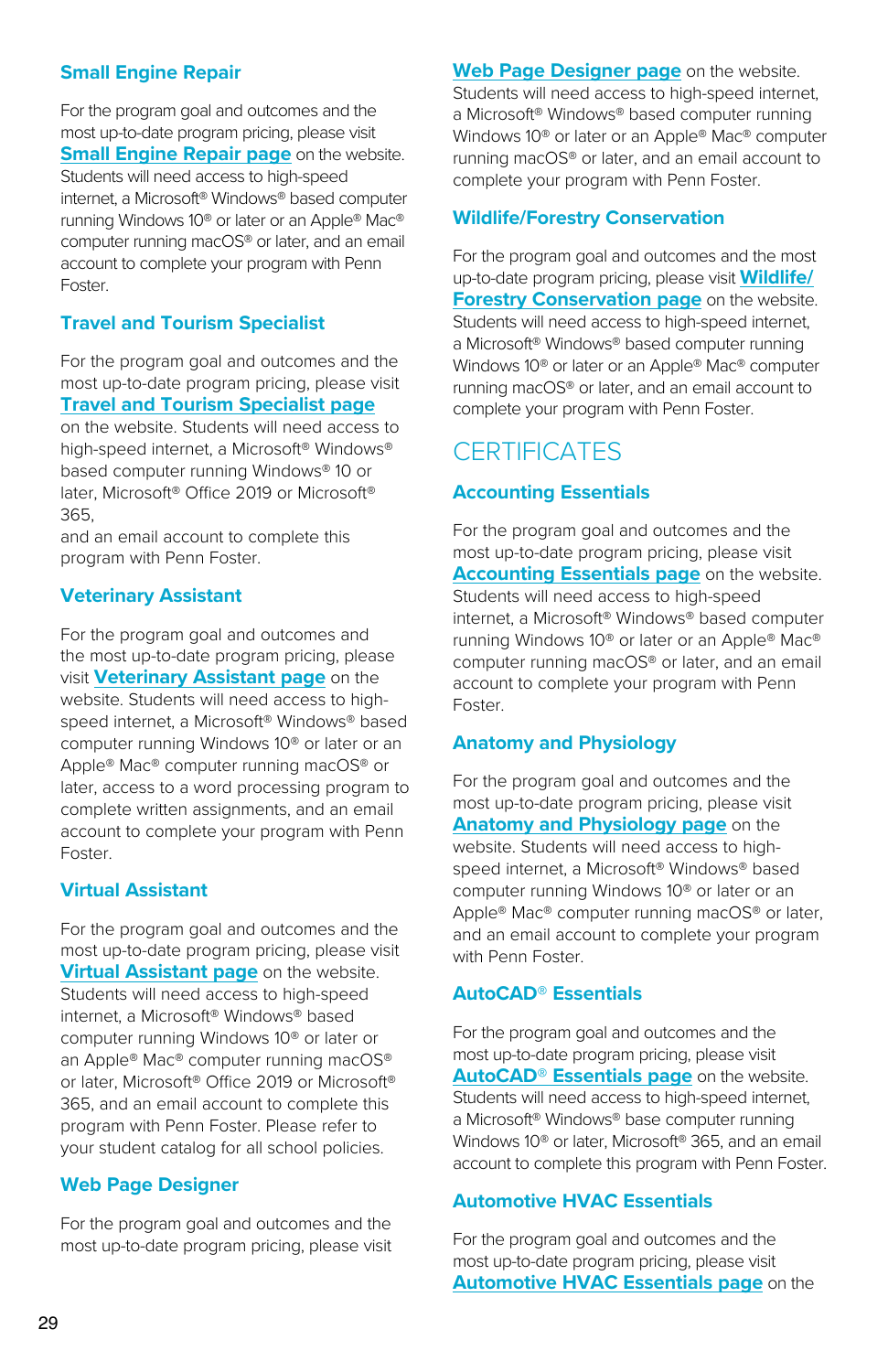### Small Engine Repair

For the program goal and outcomes and the most up-to-date program pricing, please visit **Small Engine Repair page** on the website. Students will need access to high-speed internet, a Microsoft® Windows® based computer running Windows 10® or later or an Apple® Mac® computer running macOS® or later, and an email account to complete your program with Penn Foster.

### Travel and Tourism Specialist

For the program goal and outcomes and the most up-to-date program pricing, please visit **Travel and Tourism Specialist page** on the website. Students will need access to high-speed internet, a Microsoft® Windows® based computer running Windows® 10 or later, Microsoft® Office 2019 or Microsoft® 365,
and an email account to complete this program with Penn Foster.

### Veterinary Assistant

For the program goal and outcomes and the most up-to-date program pricing, please visit **Veterinary Assistant page** on the website. Students will need access to high-speed internet, a Microsoft® Windows® based computer running Windows 10® or later or an Apple® Mac® computer running macOS® or later, access to a word processing program to complete written assignments, and an email account to complete your program with Penn Foster.

### Virtual Assistant

For the program goal and outcomes and the most up-to-date program pricing, please visit **Virtual Assistant page** on the website. Students will need access to high-speed internet, a Microsoft® Windows® based computer running Windows 10® or later or an Apple® Mac® computer running macOS® or later, Microsoft® Office 2019 or Microsoft® 365, and an email account to complete this program with Penn Foster. Please refer to your student catalog for all school policies.

### Web Page Designer

For the program goal and outcomes and the most up-to-date program pricing, please visit **Web Page Designer page** on the website. Students will need access to high-speed internet, a Microsoft® Windows® based computer running Windows 10® or later or an Apple® Mac® computer running macOS® or later, and an email account to complete your program with Penn Foster.

### Wildlife/Forestry Conservation

For the program goal and outcomes and the most up-to-date program pricing, please visit **Wildlife/Forestry Conservation page** on the website. Students will need access to high-speed internet, a Microsoft® Windows® based computer running Windows 10® or later or an Apple® Mac® computer running macOS® or later, and an email account to complete your program with Penn Foster.

## CERTIFICATES

### Accounting Essentials

For the program goal and outcomes and the most up-to-date program pricing, please visit **Accounting Essentials page** on the website. Students will need access to high-speed internet, a Microsoft® Windows® based computer running Windows 10® or later or an Apple® Mac® computer running macOS® or later, and an email account to complete your program with Penn Foster.

### Anatomy and Physiology

For the program goal and outcomes and the most up-to-date program pricing, please visit **Anatomy and Physiology page** on the website. Students will need access to high-speed internet, a Microsoft® Windows® based computer running Windows 10® or later or an Apple® Mac® computer running macOS® or later, and an email account to complete your program with Penn Foster.

### AutoCAD® Essentials

For the program goal and outcomes and the most up-to-date program pricing, please visit **AutoCAD® Essentials page** on the website. Students will need access to high-speed internet, a Microsoft® Windows® base computer running Windows 10® or later, Microsoft® 365, and an email account to complete this program with Penn Foster.

### Automotive HVAC Essentials

For the program goal and outcomes and the most up-to-date program pricing, please visit **Automotive HVAC Essentials page** on the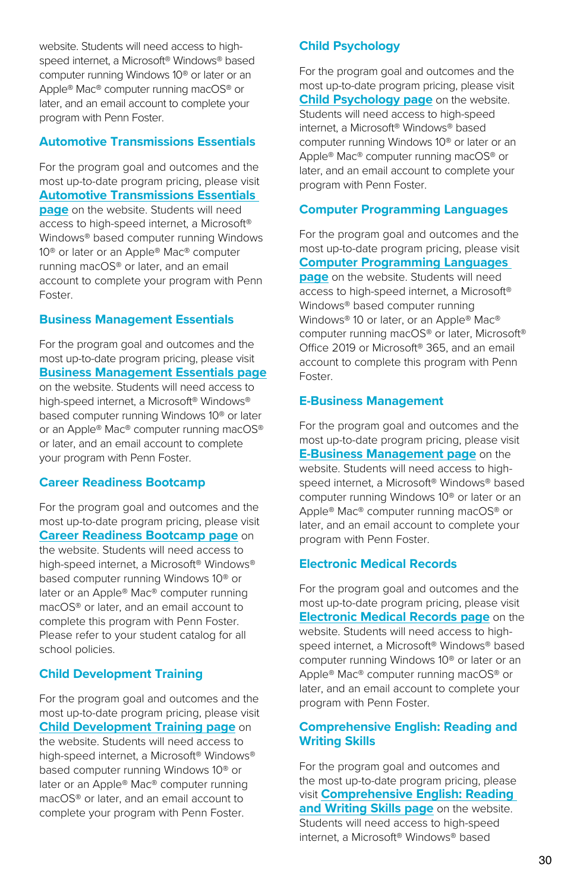website. Students will need access to high-speed internet, a Microsoft® Windows® based computer running Windows 10® or later or an Apple® Mac® computer running macOS® or later, and an email account to complete your program with Penn Foster.

### Automotive Transmissions Essentials

For the program goal and outcomes and the most up-to-date program pricing, please visit **Automotive Transmissions Essentials page** on the website. Students will need access to high-speed internet, a Microsoft® Windows® based computer running Windows 10® or later or an Apple® Mac® computer running macOS® or later, and an email account to complete your program with Penn Foster.

### Business Management Essentials

For the program goal and outcomes and the most up-to-date program pricing, please visit **Business Management Essentials page** on the website. Students will need access to high-speed internet, a Microsoft® Windows® based computer running Windows 10® or later or an Apple® Mac® computer running macOS® or later, and an email account to complete your program with Penn Foster.

### Career Readiness Bootcamp

For the program goal and outcomes and the most up-to-date program pricing, please visit **Career Readiness Bootcamp page** on the website. Students will need access to high-speed internet, a Microsoft® Windows® based computer running Windows 10® or later or an Apple® Mac® computer running macOS® or later, and an email account to complete this program with Penn Foster. Please refer to your student catalog for all school policies.

### Child Development Training

For the program goal and outcomes and the most up-to-date program pricing, please visit **Child Development Training page** on the website. Students will need access to high-speed internet, a Microsoft® Windows® based computer running Windows 10® or later or an Apple® Mac® computer running macOS® or later, and an email account to complete your program with Penn Foster.

### Child Psychology

For the program goal and outcomes and the most up-to-date program pricing, please visit **Child Psychology page** on the website. Students will need access to high-speed internet, a Microsoft® Windows® based computer running Windows 10® or later or an Apple® Mac® computer running macOS® or later, and an email account to complete your program with Penn Foster.

### Computer Programming Languages

For the program goal and outcomes and the most up-to-date program pricing, please visit **Computer Programming Languages page** on the website. Students will need access to high-speed internet, a Microsoft® Windows® based computer running Windows® 10 or later, or an Apple® Mac® computer running macOS® or later, Microsoft® Office 2019 or Microsoft® 365, and an email account to complete this program with Penn Foster.

### E-Business Management

For the program goal and outcomes and the most up-to-date program pricing, please visit **E-Business Management page** on the website. Students will need access to high-speed internet, a Microsoft® Windows® based computer running Windows 10® or later or an Apple® Mac® computer running macOS® or later, and an email account to complete your program with Penn Foster.

### Electronic Medical Records

For the program goal and outcomes and the most up-to-date program pricing, please visit **Electronic Medical Records page** on the website. Students will need access to high-speed internet, a Microsoft® Windows® based computer running Windows 10® or later or an Apple® Mac® computer running macOS® or later, and an email account to complete your program with Penn Foster.

### Comprehensive English: Reading and Writing Skills

For the program goal and outcomes and the most up-to-date program pricing, please visit **Comprehensive English: Reading and Writing Skills page** on the website. Students will need access to high-speed internet, a Microsoft® Windows® based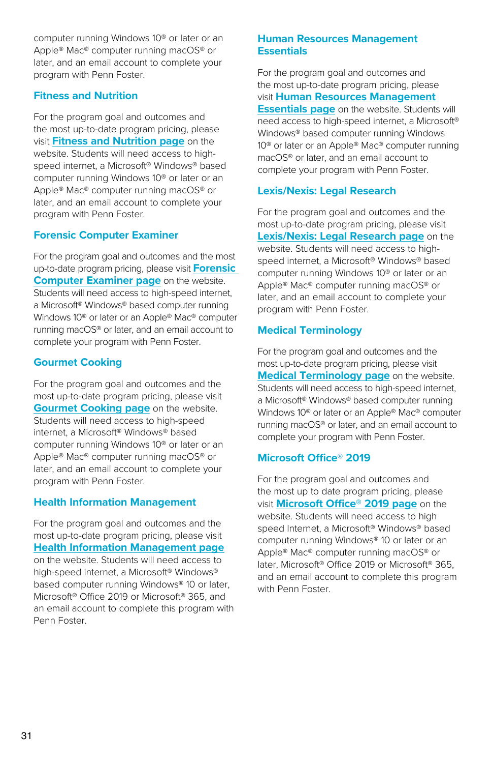computer running Windows 10® or later or an Apple® Mac® computer running macOS® or later, and an email account to complete your program with Penn Foster.

### Fitness and Nutrition

For the program goal and outcomes and the most up-to-date program pricing, please visit **Fitness and Nutrition page** on the website. Students will need access to high-speed internet, a Microsoft® Windows® based computer running Windows 10® or later or an Apple® Mac® computer running macOS® or later, and an email account to complete your program with Penn Foster.

### Forensic Computer Examiner

For the program goal and outcomes and the most up-to-date program pricing, please visit **Forensic Computer Examiner page** on the website. Students will need access to high-speed internet, a Microsoft® Windows® based computer running Windows 10® or later or an Apple® Mac® computer running macOS® or later, and an email account to complete your program with Penn Foster.

### Gourmet Cooking

For the program goal and outcomes and the most up-to-date program pricing, please visit **Gourmet Cooking page** on the website. Students will need access to high-speed internet, a Microsoft® Windows® based computer running Windows 10® or later or an Apple® Mac® computer running macOS® or later, and an email account to complete your program with Penn Foster.

### Health Information Management

For the program goal and outcomes and the most up-to-date program pricing, please visit **Health Information Management page** on the website. Students will need access to high-speed internet, a Microsoft® Windows® based computer running Windows® 10 or later, Microsoft® Office 2019 or Microsoft® 365, and an email account to complete this program with Penn Foster.

### Human Resources Management Essentials

For the program goal and outcomes and the most up-to-date program pricing, please visit **Human Resources Management Essentials page** on the website. Students will need access to high-speed internet, a Microsoft® Windows® based computer running Windows 10® or later or an Apple® Mac® computer running macOS® or later, and an email account to complete your program with Penn Foster.

### Lexis/Nexis: Legal Research

For the program goal and outcomes and the most up-to-date program pricing, please visit **Lexis/Nexis: Legal Research page** on the website. Students will need access to high-speed internet, a Microsoft® Windows® based computer running Windows 10® or later or an Apple® Mac® computer running macOS® or later, and an email account to complete your program with Penn Foster.

### Medical Terminology

For the program goal and outcomes and the most up-to-date program pricing, please visit **Medical Terminology page** on the website. Students will need access to high-speed internet, a Microsoft® Windows® based computer running Windows 10® or later or an Apple® Mac® computer running macOS® or later, and an email account to complete your program with Penn Foster.

### Microsoft Office® 2019

For the program goal and outcomes and the most up to date program pricing, please visit **Microsoft Office® 2019 page** on the website. Students will need access to high speed Internet, a Microsoft® Windows® based computer running Windows® 10 or later or an Apple® Mac® computer running macOS® or later, Microsoft® Office 2019 or Microsoft® 365, and an email account to complete this program with Penn Foster.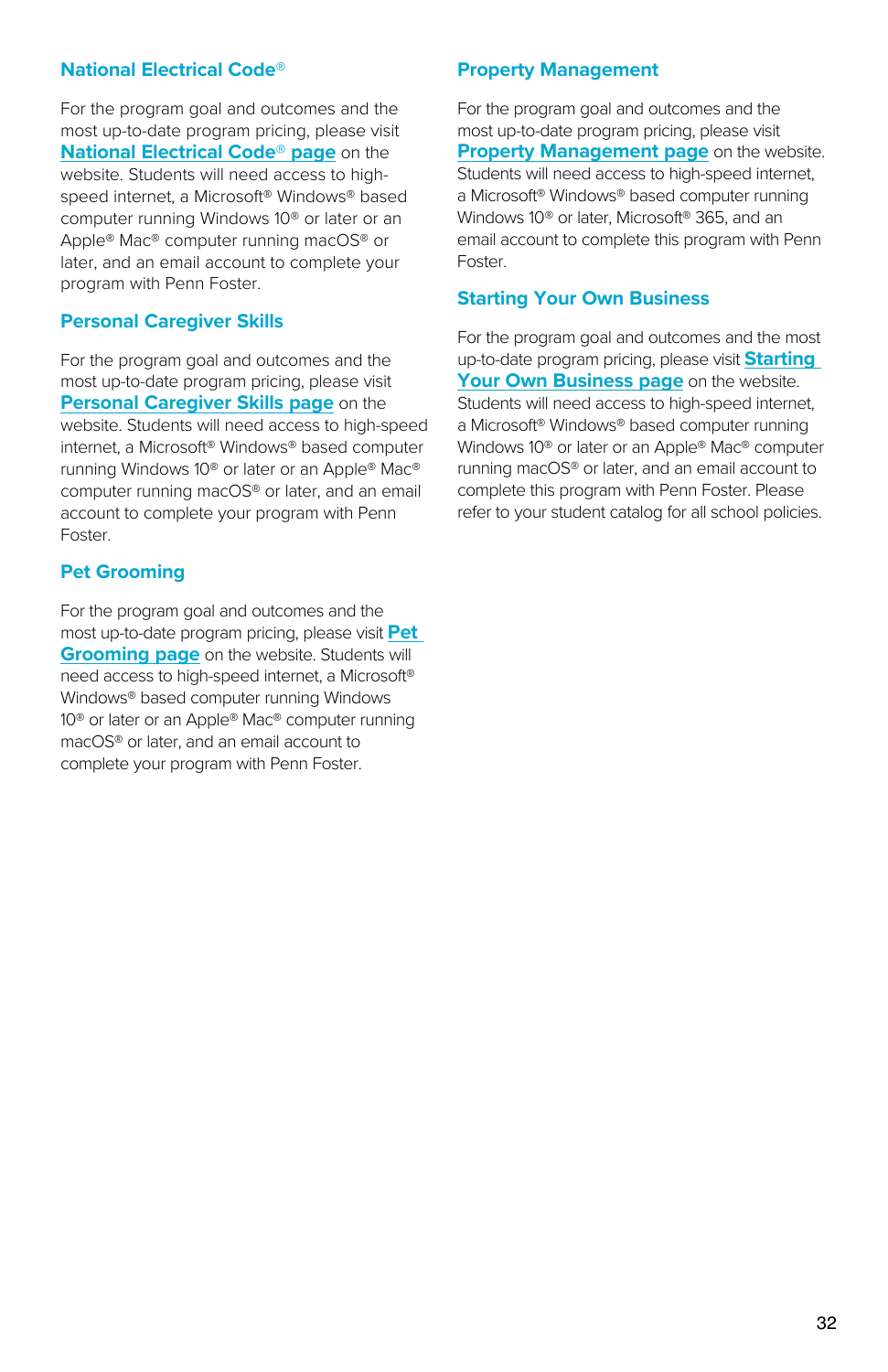### National Electrical Code®

For the program goal and outcomes and the most up-to-date program pricing, please visit **National Electrical Code® page** on the website. Students will need access to high-speed internet, a Microsoft® Windows® based computer running Windows 10® or later or an Apple® Mac® computer running macOS® or later, and an email account to complete your program with Penn Foster.

### Personal Caregiver Skills

For the program goal and outcomes and the most up-to-date program pricing, please visit **Personal Caregiver Skills page** on the website. Students will need access to high-speed internet, a Microsoft® Windows® based computer running Windows 10® or later or an Apple® Mac® computer running macOS® or later, and an email account to complete your program with Penn Foster.

### Pet Grooming

For the program goal and outcomes and the most up-to-date program pricing, please visit **Pet Grooming page** on the website. Students will need access to high-speed internet, a Microsoft® Windows® based computer running Windows 10® or later or an Apple® Mac® computer running macOS® or later, and an email account to complete your program with Penn Foster.

### Property Management

For the program goal and outcomes and the most up-to-date program pricing, please visit **Property Management page** on the website. Students will need access to high-speed internet, a Microsoft® Windows® based computer running Windows 10® or later, Microsoft® 365, and an email account to complete this program with Penn Foster.

### Starting Your Own Business

For the program goal and outcomes and the most up-to-date program pricing, please visit **Starting Your Own Business page** on the website. Students will need access to high-speed internet, a Microsoft® Windows® based computer running Windows 10® or later or an Apple® Mac® computer running macOS® or later, and an email account to complete this program with Penn Foster. Please refer to your student catalog for all school policies.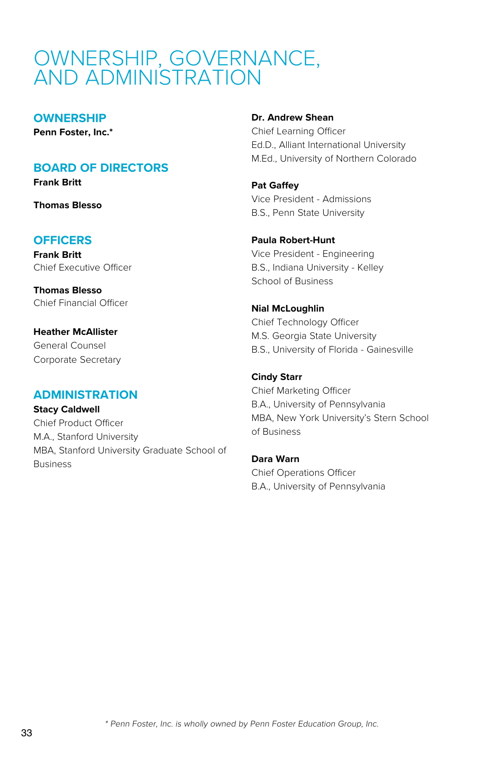# OWNERSHIP, GOVERNANCE, AND ADMINISTRATION

## OWNERSHIP

**Penn Foster, Inc.***

## BOARD OF DIRECTORS

**Frank Britt**

**Thomas Blesso**

## OFFICERS

**Frank Britt**
Chief Executive Officer

**Thomas Blesso**
Chief Financial Officer

**Heather McAllister**
General Counsel
Corporate Secretary

## ADMINISTRATION

**Stacy Caldwell**
Chief Product Officer
M.A., Stanford University
MBA, Stanford University Graduate School of Business

**Dr. Andrew Shean**
Chief Learning Officer
Ed.D., Alliant International University
M.Ed., University of Northern Colorado

**Pat Gaffey**
Vice President - Admissions
B.S., Penn State University

**Paula Robert-Hunt**
Vice President - Engineering
B.S., Indiana University - Kelley School of Business

**Nial McLoughlin**
Chief Technology Officer
M.S. Georgia State University
B.S., University of Florida - Gainesville

**Cindy Starr**
Chief Marketing Officer
B.A., University of Pennsylvania
MBA, New York University's Stern School of Business

**Dara Warn**
Chief Operations Officer
B.A., University of Pennsylvania

*\* Penn Foster, Inc. is wholly owned by Penn Foster Education Group, Inc.*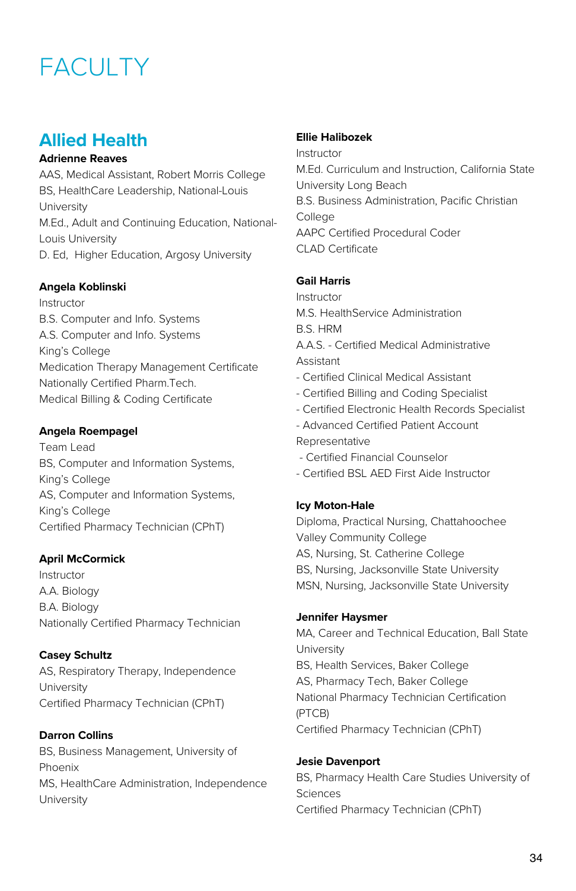# FACULTY

## Allied Health

**Adrienne Reaves**
AAS, Medical Assistant, Robert Morris College
BS, HealthCare Leadership, National-Louis University
M.Ed., Adult and Continuing Education, National-Louis University
D. Ed, Higher Education, Argosy University

**Angela Koblinski**
Instructor
B.S. Computer and Info. Systems
A.S. Computer and Info. Systems
King's College
Medication Therapy Management Certificate
Nationally Certified Pharm.Tech.
Medical Billing & Coding Certificate

**Angela Roempagel**
Team Lead
BS, Computer and Information Systems, King's College
AS, Computer and Information Systems, King's College
Certified Pharmacy Technician (CPhT)

**April McCormick**
Instructor
A.A. Biology
B.A. Biology
Nationally Certified Pharmacy Technician

**Casey Schultz**
AS, Respiratory Therapy, Independence University
Certified Pharmacy Technician (CPhT)

**Darron Collins**
BS, Business Management, University of Phoenix
MS, HealthCare Administration, Independence University

**Ellie Halibozek**
Instructor
M.Ed. Curriculum and Instruction, California State University Long Beach
B.S. Business Administration, Pacific Christian College
AAPC Certified Procedural Coder
CLAD Certificate

**Gail Harris**
Instructor
M.S. HealthService Administration
B.S. HRM
A.A.S. - Certified Medical Administrative Assistant
- Certified Clinical Medical Assistant
- Certified Billing and Coding Specialist
- Certified Electronic Health Records Specialist
- Advanced Certified Patient Account Representative
- Certified Financial Counselor
- Certified BSL AED First Aide Instructor

**Icy Moton-Hale**
Diploma, Practical Nursing, Chattahoochee Valley Community College
AS, Nursing, St. Catherine College
BS, Nursing, Jacksonville State University
MSN, Nursing, Jacksonville State University

**Jennifer Haysmer**
MA, Career and Technical Education, Ball State University
BS, Health Services, Baker College
AS, Pharmacy Tech, Baker College
National Pharmacy Technician Certification (PTCB)
Certified Pharmacy Technician (CPhT)

**Jesie Davenport**
BS, Pharmacy Health Care Studies University of Sciences
Certified Pharmacy Technician (CPhT)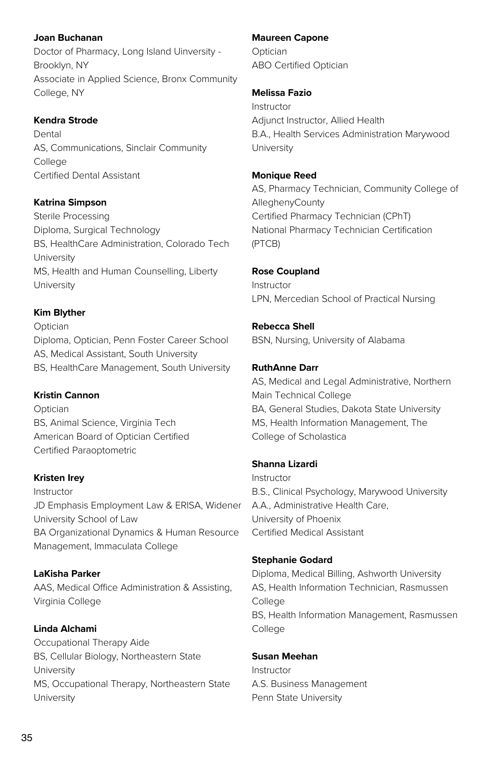**Joan Buchanan**
Doctor of Pharmacy, Long Island Uinversity - Brooklyn, NY
Associate in Applied Science, Bronx Community College, NY

**Kendra Strode**
Dental
AS, Communications, Sinclair Community College
Certified Dental Assistant

**Katrina Simpson**
Sterile Processing
Diploma, Surgical Technology
BS, HealthCare Administration, Colorado Tech University
MS, Health and Human Counselling, Liberty University

**Kim Blyther**
Optician
Diploma, Optician, Penn Foster Career School
AS, Medical Assistant, South University
BS, HealthCare Management, South University

**Kristin Cannon**
Optician
BS, Animal Science, Virginia Tech
American Board of Optician Certified
Certified Paraoptometric

**Kristen Irey**
Instructor
JD Emphasis Employment Law & ERISA, Widener University School of Law
BA Organizational Dynamics & Human Resource Management, Immaculata College

**LaKisha Parker**
AAS, Medical Office Administration & Assisting, Virginia College

**Linda Alchami**
Occupational Therapy Aide
BS, Cellular Biology, Northeastern State University
MS, Occupational Therapy, Northeastern State University

**Maureen Capone**
Optician
ABO Certified Optician

**Melissa Fazio**
Instructor
Adjunct Instructor, Allied Health
B.A., Health Services Administration Marywood University

**Monique Reed**
AS, Pharmacy Technician, Community College of AlleghenyCounty
Certified Pharmacy Technician (CPhT)
National Pharmacy Technician Certification (PTCB)

**Rose Coupland**
Instructor
LPN, Mercedian School of Practical Nursing

**Rebecca Shell**
BSN, Nursing, University of Alabama

**RuthAnne Darr**
AS, Medical and Legal Administrative, Northern Main Technical College
BA, General Studies, Dakota State University
MS, Health Information Management, The College of Scholastica

**Shanna Lizardi**
Instructor
B.S., Clinical Psychology, Marywood University
A.A., Administrative Health Care, University of Phoenix
Certified Medical Assistant

**Stephanie Godard**
Diploma, Medical Billing, Ashworth University
AS, Health Information Technician, Rasmussen College
BS, Health Information Management, Rasmussen College

**Susan Meehan**
Instructor
A.S. Business Management
Penn State University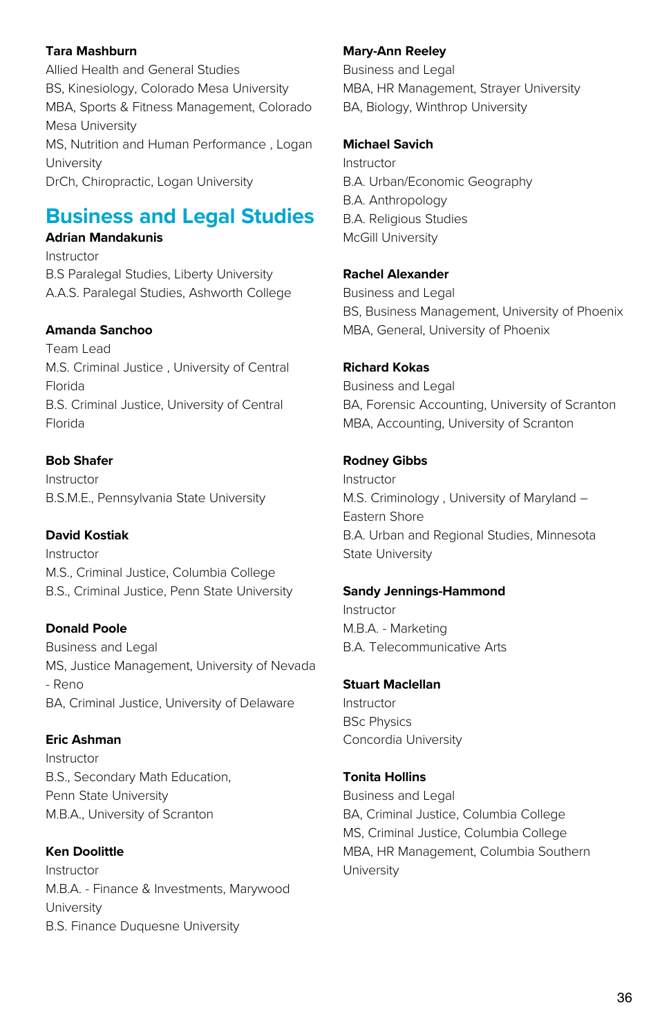**Tara Mashburn**
Allied Health and General Studies
BS, Kinesiology, Colorado Mesa University
MBA, Sports & Fitness Management, Colorado Mesa University
MS, Nutrition and Human Performance , Logan University
DrCh, Chiropractic, Logan University

## Business and Legal Studies

**Adrian Mandakunis**
Instructor
B.S Paralegal Studies, Liberty University
A.A.S. Paralegal Studies, Ashworth College

**Amanda Sanchoo**
Team Lead
M.S. Criminal Justice , University of Central Florida
B.S. Criminal Justice, University of Central Florida

**Bob Shafer**
Instructor
B.S.M.E., Pennsylvania State University

**David Kostiak**
Instructor
M.S., Criminal Justice, Columbia College
B.S., Criminal Justice, Penn State University

**Donald Poole**
Business and Legal
MS, Justice Management, University of Nevada - Reno
BA, Criminal Justice, University of Delaware

**Eric Ashman**
Instructor
B.S., Secondary Math Education, Penn State University
M.B.A., University of Scranton

**Ken Doolittle**
Instructor
M.B.A. - Finance & Investments, Marywood University
B.S. Finance Duquesne University

**Mary-Ann Reeley**
Business and Legal
MBA, HR Management, Strayer University
BA, Biology, Winthrop University

**Michael Savich**
Instructor
B.A. Urban/Economic Geography
B.A. Anthropology
B.A. Religious Studies
McGill University

**Rachel Alexander**
Business and Legal
BS, Business Management, University of Phoenix
MBA, General, University of Phoenix

**Richard Kokas**
Business and Legal
BA, Forensic Accounting, University of Scranton
MBA, Accounting, University of Scranton

**Rodney Gibbs**
Instructor
M.S. Criminology , University of Maryland – Eastern Shore
B.A. Urban and Regional Studies, Minnesota State University

**Sandy Jennings-Hammond**
Instructor
M.B.A. - Marketing
B.A. Telecommunicative Arts

**Stuart Maclellan**
Instructor
BSc Physics
Concordia University

**Tonita Hollins**
Business and Legal
BA, Criminal Justice, Columbia College
MS, Criminal Justice, Columbia College
MBA, HR Management, Columbia Southern University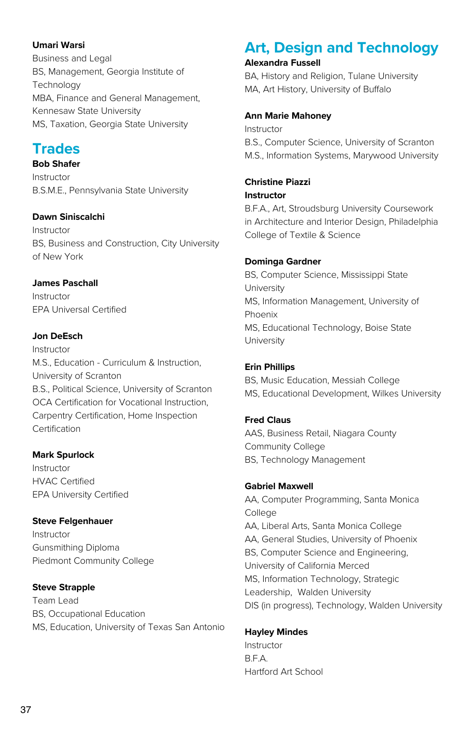**Umari Warsi**
Business and Legal
BS, Management, Georgia Institute of Technology
MBA, Finance and General Management, Kennesaw State University
MS, Taxation, Georgia State University

## Trades

**Bob Shafer**
Instructor
B.S.M.E., Pennsylvania State University

**Dawn Siniscalchi**
Instructor
BS, Business and Construction, City University of New York

**James Paschall**
Instructor
EPA Universal Certified

**Jon DeEsch**
Instructor
M.S., Education - Curriculum & Instruction, University of Scranton
B.S., Political Science, University of Scranton
OCA Certification for Vocational Instruction, Carpentry Certification, Home Inspection Certification

**Mark Spurlock**
Instructor
HVAC Certified
EPA University Certified

**Steve Felgenhauer**
Instructor
Gunsmithing Diploma
Piedmont Community College

**Steve Strapple**
Team Lead
BS, Occupational Education
MS, Education, University of Texas San Antonio

## Art, Design and Technology

**Alexandra Fussell**
BA, History and Religion, Tulane University
MA, Art History, University of Buffalo

**Ann Marie Mahoney**
Instructor
B.S., Computer Science, University of Scranton
M.S., Information Systems, Marywood University

**Christine Piazzi**
**Instructor**
B.F.A., Art, Stroudsburg University Coursework in Architecture and Interior Design, Philadelphia College of Textile & Science

**Dominga Gardner**
BS, Computer Science, Mississippi State University
MS, Information Management, University of Phoenix
MS, Educational Technology, Boise State University

**Erin Phillips**
BS, Music Education, Messiah College
MS, Educational Development, Wilkes University

**Fred Claus**
AAS, Business Retail, Niagara County Community College
BS, Technology Management

**Gabriel Maxwell**
AA, Computer Programming, Santa Monica College
AA, Liberal Arts, Santa Monica College
AA, General Studies, University of Phoenix
BS, Computer Science and Engineering, University of California Merced
MS, Information Technology, Strategic Leadership, Walden University
DIS (in progress), Technology, Walden University

**Hayley Mindes**
Instructor
B.F.A.
Hartford Art School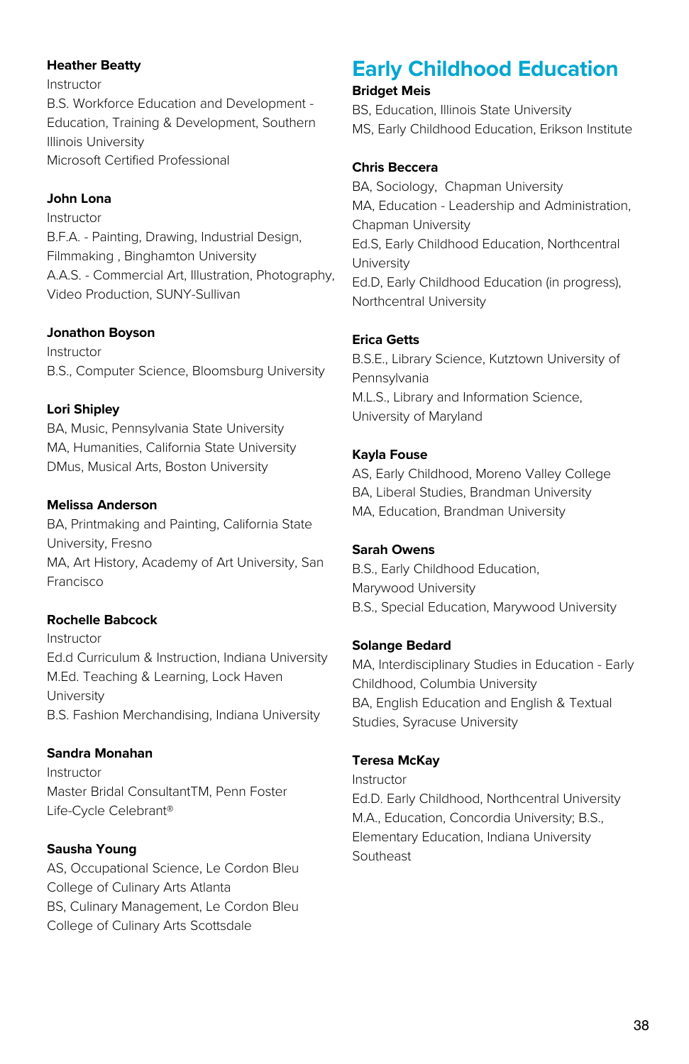**Heather Beatty**
Instructor
B.S. Workforce Education and Development - Education, Training & Development, Southern Illinois University
Microsoft Certified Professional

**John Lona**
Instructor
B.F.A. - Painting, Drawing, Industrial Design, Filmmaking , Binghamton University
A.A.S. - Commercial Art, Illustration, Photography, Video Production, SUNY-Sullivan

**Jonathon Boyson**
Instructor
B.S., Computer Science, Bloomsburg University

**Lori Shipley**
BA, Music, Pennsylvania State University
MA, Humanities, California State University
DMus, Musical Arts, Boston University

**Melissa Anderson**
BA, Printmaking and Painting, California State University, Fresno
MA, Art History, Academy of Art University, San Francisco

**Rochelle Babcock**
Instructor
Ed.d Curriculum & Instruction, Indiana University
M.Ed. Teaching & Learning, Lock Haven University
B.S. Fashion Merchandising, Indiana University

**Sandra Monahan**
Instructor
Master Bridal ConsultantTM, Penn Foster
Life-Cycle Celebrant®

**Sausha Young**
AS, Occupational Science, Le Cordon Bleu College of Culinary Arts Atlanta
BS, Culinary Management, Le Cordon Bleu College of Culinary Arts Scottsdale

## Early Childhood Education

**Bridget Meis**
BS, Education, Illinois State University
MS, Early Childhood Education, Erikson Institute

**Chris Beccera**
BA, Sociology, Chapman University
MA, Education - Leadership and Administration, Chapman University
Ed.S, Early Childhood Education, Northcentral University
Ed.D, Early Childhood Education (in progress), Northcentral University

**Erica Getts**
B.S.E., Library Science, Kutztown University of Pennsylvania
M.L.S., Library and Information Science, University of Maryland

**Kayla Fouse**
AS, Early Childhood, Moreno Valley College
BA, Liberal Studies, Brandman University
MA, Education, Brandman University

**Sarah Owens**
B.S., Early Childhood Education, Marywood University
B.S., Special Education, Marywood University

**Solange Bedard**
MA, Interdisciplinary Studies in Education - Early Childhood, Columbia University
BA, English Education and English & Textual Studies, Syracuse University

**Teresa McKay**
Instructor
Ed.D. Early Childhood, Northcentral University
M.A., Education, Concordia University; B.S., Elementary Education, Indiana University Southeast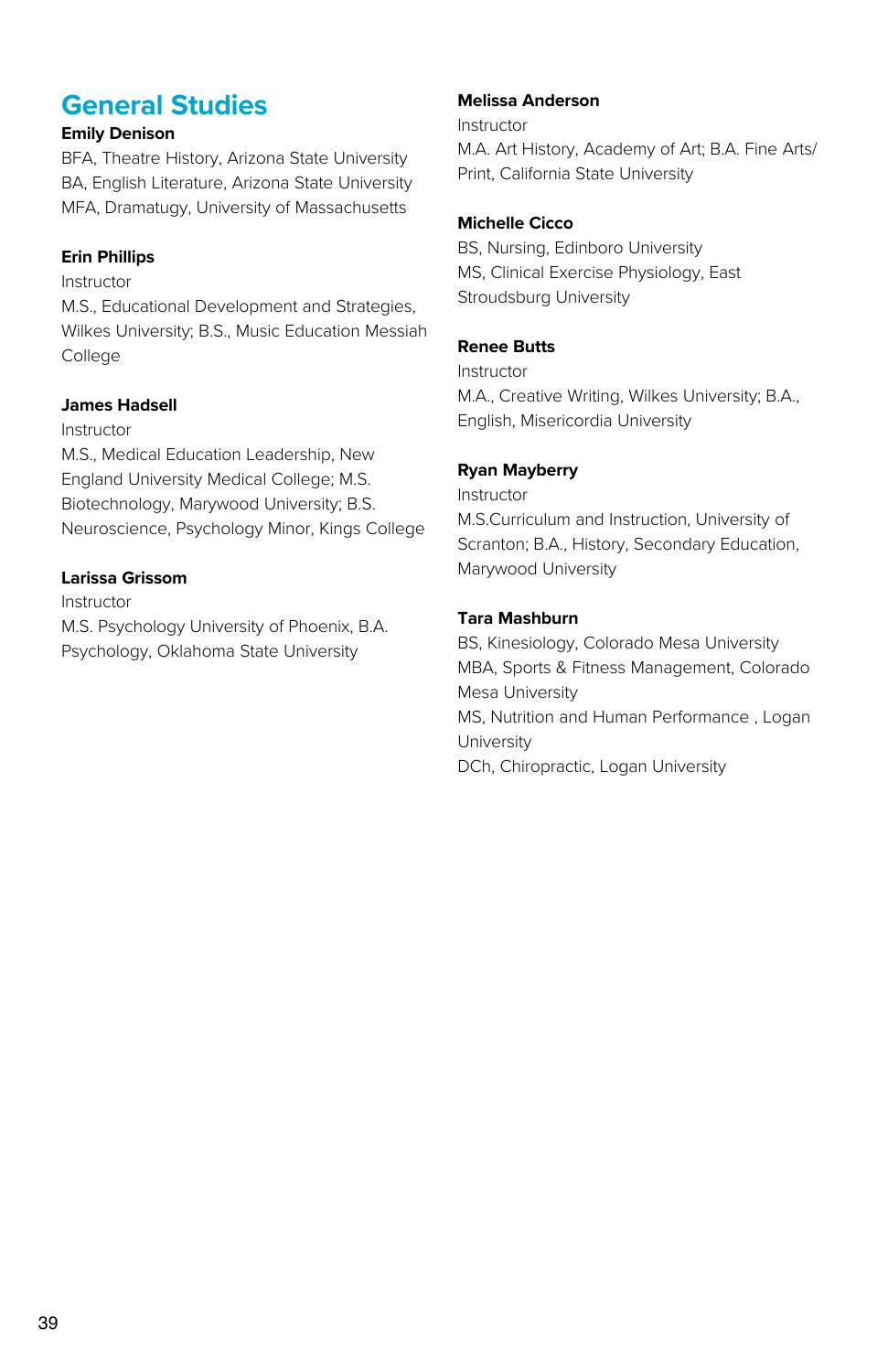## General Studies

**Emily Denison**
BFA, Theatre History, Arizona State University
BA, English Literature, Arizona State University
MFA, Dramatugy, University of Massachusetts

**Erin Phillips**
Instructor
M.S., Educational Development and Strategies, Wilkes University; B.S., Music Education Messiah College

**James Hadsell**
Instructor
M.S., Medical Education Leadership, New England University Medical College; M.S. Biotechnology, Marywood University; B.S. Neuroscience, Psychology Minor, Kings College

**Larissa Grissom**
Instructor
M.S. Psychology University of Phoenix, B.A. Psychology, Oklahoma State University

**Melissa Anderson**
Instructor
M.A. Art History, Academy of Art; B.A. Fine Arts/ Print, California State University

**Michelle Cicco**
BS, Nursing, Edinboro University
MS, Clinical Exercise Physiology, East Stroudsburg University

**Renee Butts**
Instructor
M.A., Creative Writing, Wilkes University; B.A., English, Misericordia University

**Ryan Mayberry**
Instructor
M.S.Curriculum and Instruction, University of Scranton; B.A., History, Secondary Education, Marywood University

**Tara Mashburn**
BS, Kinesiology, Colorado Mesa University
MBA, Sports & Fitness Management, Colorado Mesa University
MS, Nutrition and Human Performance , Logan University
DCh, Chiropractic, Logan University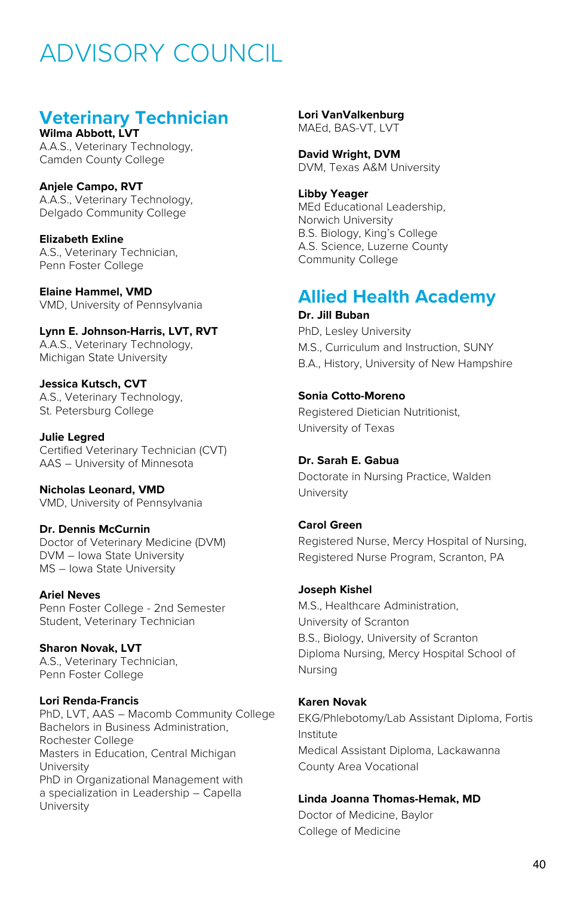# ADVISORY COUNCIL

## Veterinary Technician

**Wilma Abbott, LVT**
A.A.S., Veterinary Technology, Camden County College

**Anjele Campo, RVT**
A.A.S., Veterinary Technology, Delgado Community College

**Elizabeth Exline**
A.S., Veterinary Technician, Penn Foster College

**Elaine Hammel, VMD**
VMD, University of Pennsylvania

**Lynn E. Johnson-Harris, LVT, RVT**
A.A.S., Veterinary Technology, Michigan State University

**Jessica Kutsch, CVT**
A.S., Veterinary Technology, St. Petersburg College

**Julie Legred**
Certified Veterinary Technician (CVT)
AAS – University of Minnesota

**Nicholas Leonard, VMD**
VMD, University of Pennsylvania

**Dr. Dennis McCurnin**
Doctor of Veterinary Medicine (DVM)
DVM – Iowa State University
MS – Iowa State University

**Ariel Neves**
Penn Foster College - 2nd Semester Student, Veterinary Technician

**Sharon Novak, LVT**
A.S., Veterinary Technician, Penn Foster College

**Lori Renda-Francis**
PhD, LVT, AAS – Macomb Community College
Bachelors in Business Administration, Rochester College
Masters in Education, Central Michigan University
PhD in Organizational Management with a specialization in Leadership – Capella University

**Lori VanValkenburg**
MAEd, BAS-VT, LVT

**David Wright, DVM**
DVM, Texas A&M University

**Libby Yeager**
MEd Educational Leadership, Norwich University
B.S. Biology, King's College
A.S. Science, Luzerne County Community College

## Allied Health Academy

**Dr. Jill Buban**
PhD, Lesley University
M.S., Curriculum and Instruction, SUNY
B.A., History, University of New Hampshire

**Sonia Cotto-Moreno**
Registered Dietician Nutritionist, University of Texas

**Dr. Sarah E. Gabua**
Doctorate in Nursing Practice, Walden University

**Carol Green**
Registered Nurse, Mercy Hospital of Nursing, Registered Nurse Program, Scranton, PA

**Joseph Kishel**
M.S., Healthcare Administration, University of Scranton
B.S., Biology, University of Scranton
Diploma Nursing, Mercy Hospital School of Nursing

**Karen Novak**
EKG/Phlebotomy/Lab Assistant Diploma, Fortis Institute
Medical Assistant Diploma, Lackawanna County Area Vocational

**Linda Joanna Thomas-Hemak, MD**
Doctor of Medicine, Baylor College of Medicine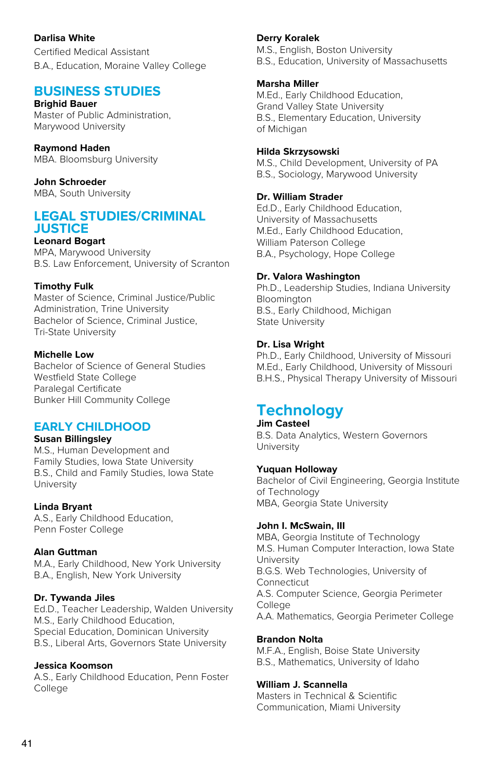**Darlisa White**
Certified Medical Assistant
B.A., Education, Moraine Valley College

## BUSINESS STUDIES

**Brighid Bauer**
Master of Public Administration,
Marywood University

**Raymond Haden**
MBA. Bloomsburg University

**John Schroeder**
MBA, South University

## LEGAL STUDIES/CRIMINAL JUSTICE

**Leonard Bogart**
MPA, Marywood University
B.S. Law Enforcement, University of Scranton

**Timothy Fulk**
Master of Science, Criminal Justice/Public Administration, Trine University
Bachelor of Science, Criminal Justice,
Tri-State University

**Michelle Low**
Bachelor of Science of General Studies
Westfield State College
Paralegal Certificate
Bunker Hill Community College

## EARLY CHILDHOOD

**Susan Billingsley**
M.S., Human Development and
Family Studies, Iowa State University
B.S., Child and Family Studies, Iowa State University

**Linda Bryant**
A.S., Early Childhood Education,
Penn Foster College

**Alan Guttman**
M.A., Early Childhood, New York University
B.A., English, New York University

**Dr. Tywanda Jiles**
Ed.D., Teacher Leadership, Walden University
M.S., Early Childhood Education,
Special Education, Dominican University
B.S., Liberal Arts, Governors State University

**Jessica Koomson**
A.S., Early Childhood Education, Penn Foster College

**Derry Koralek**
M.S., English, Boston University
B.S., Education, University of Massachusetts

**Marsha Miller**
M.Ed., Early Childhood Education,
Grand Valley State University
B.S., Elementary Education, University of Michigan

**Hilda Skrzysowski**
M.S., Child Development, University of PA
B.S., Sociology, Marywood University

**Dr. William Strader**
Ed.D., Early Childhood Education,
University of Massachusetts
M.Ed., Early Childhood Education,
William Paterson College
B.A., Psychology, Hope College

**Dr. Valora Washington**
Ph.D., Leadership Studies, Indiana University Bloomington
B.S., Early Childhood, Michigan
State University

**Dr. Lisa Wright**
Ph.D., Early Childhood, University of Missouri
M.Ed., Early Childhood, University of Missouri
B.H.S., Physical Therapy University of Missouri

## Technology

**Jim Casteel**
B.S. Data Analytics, Western Governors University

**Yuquan Holloway**
Bachelor of Civil Engineering, Georgia Institute of Technology
MBA, Georgia State University

**John I. McSwain, III**
MBA, Georgia Institute of Technology
M.S. Human Computer Interaction, Iowa State University
B.G.S. Web Technologies, University of Connectict
A.S. Computer Science, Georgia Perimeter College
A.A. Mathematics, Georgia Perimeter College

**Brandon Nolta**
M.F.A., English, Boise State University
B.S., Mathematics, University of Idaho

**William J. Scannella**
Masters in Technical & Scientific
Communication, Miami University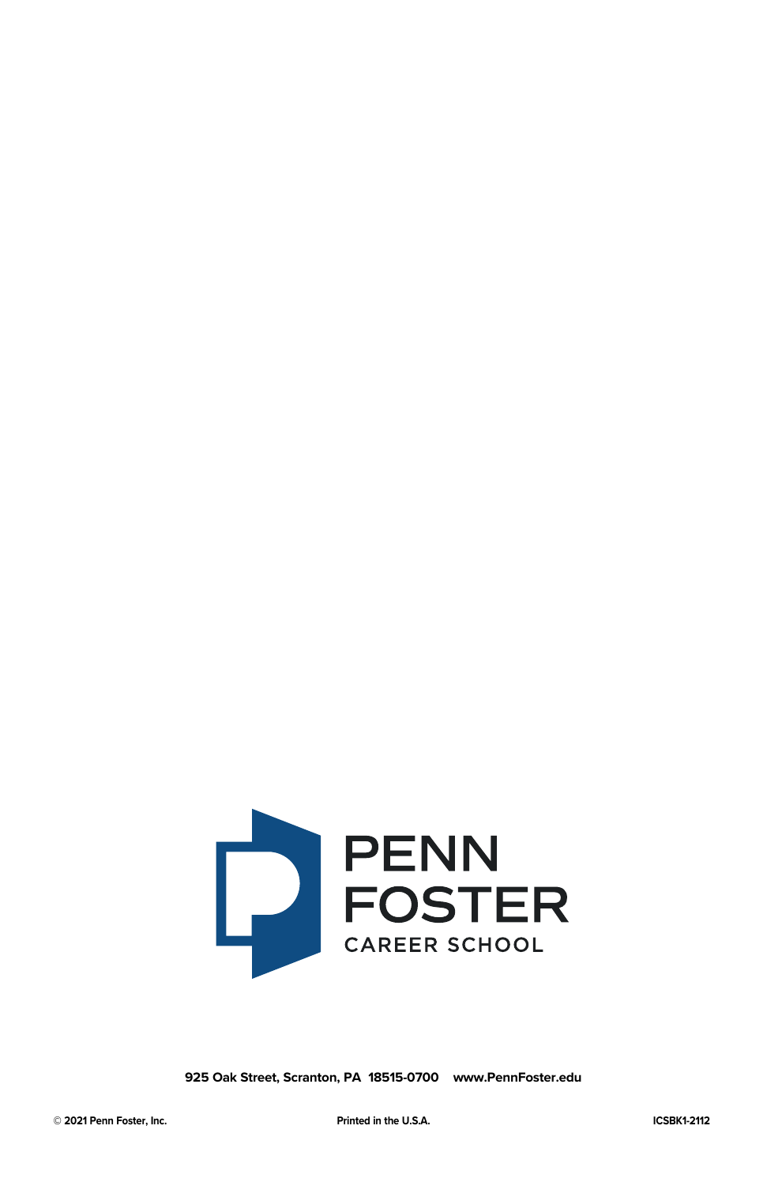PENN FOSTER

CAREER SCHOOL

925 Oak Street, Scranton, PA 18515-0700 www.PennFoster.edu

© 2021 Penn Foster, Inc.

Printed in the U.S.A.

ICSBK1-2112